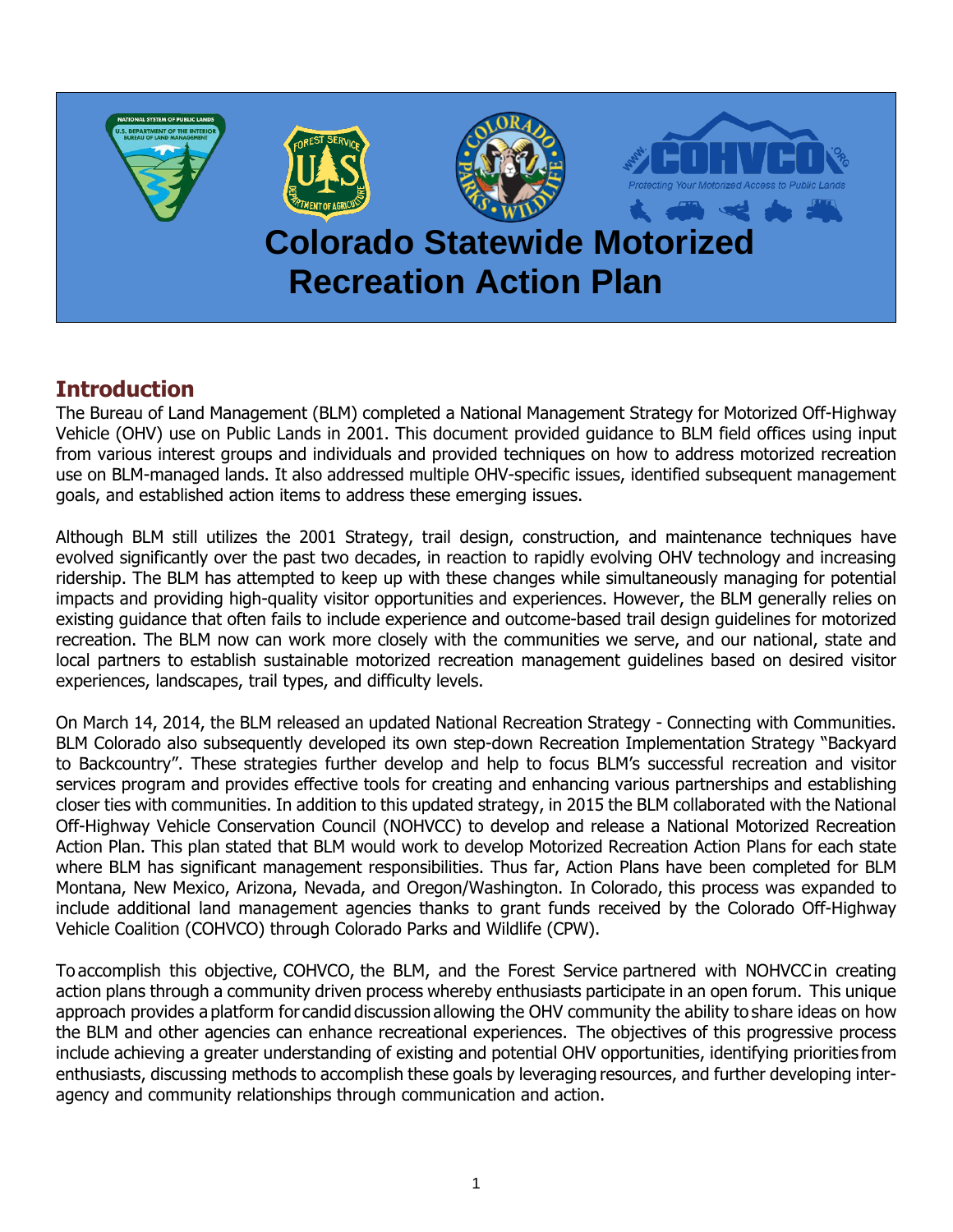# Colorado Statewide Motorized Recreation Action Plan

## Introduction

The Bureau of Land Management (BLM) completed a National Management Strategy for Motorized Off-Highway Vehicle (OHV) use on Public Lands in 2001. This document provided guidance to BLM field offices using input from various interest groups and individuals and provided techniques on how to address motorized recreation use on BLM-managed lands. It also addressed multiple OHV-specific issues, identified subsequent management goals, and established action items to address these emerging issues.

Although BLM still utilizes the 2001 Strategy, trail design, construction, and maintenance techniques have evolved significantly over the past two decades, in reaction to rapidly evolving OHV technology and increasing ridership. The BLM has attempted to keep up with these changes while simultaneously managing for potential impacts and providing high-quality visitor opportunities and experiences. However, the BLM generally relies on existing guidance that often fails to include experience and outcome-based trail design guidelines for motorized recreation. The BLM now can work more closely with the communities we serve, and our national, state and local partners to establish sustainable motorized recreation management guidelines based on desired visitor experiences, landscapes, trail types, and difficulty levels.

On March 14, 2014, the BLM released an updated National Recreation Strategy - Connecting with Communities. BLM Colorado also subsequently developed its own step-down Recreation Implementation Strategy "Backyard to Backcountry". These strategies further develop and help to focus BLM's successful recreation and visitor services program and provides effective tools for creating and enhancing various partnerships and establishing closer ties with communities. In addition to this updated strategy, in 2015 the BLM collaborated with the National Off-Highway Vehicle Conservation Council (NOHVCC) to develop and release a National Motorized Recreation Action Plan. This plan stated that BLM would work to develop Motorized Recreation Action Plans for each state where BLM has significant management responsibilities. Thus far, Action Plans have been completed for BLM Montana, New Mexico, Arizona, Nevada, and Oregon/Washington. In Colorado, this process was expanded to include additional land management agencies thanks to grant funds received by the Colorado Off-Highway Vehicle Coalition (COHVCO) through Colorado Parks and Wildlife (CPW).

To accomplish this objective, COHVCO, the BLM, and the Forest Service partnered with NOHVCC in creating action plans through a community driven process whereby enthusiasts participate in an open forum. This unique approach provides a platform for candid discussion allowing the OHV community the ability to share ideas on how the BLM and other agencies can enhance recreational experiences. The objectives of this progressive process include achieving a greater understanding of existing and potential OHV opportunities, identifying priorities from enthusiasts, discussing methods to accomplish these goals by leveraging resources, and further developing inter-agency and community relationships through communication and action.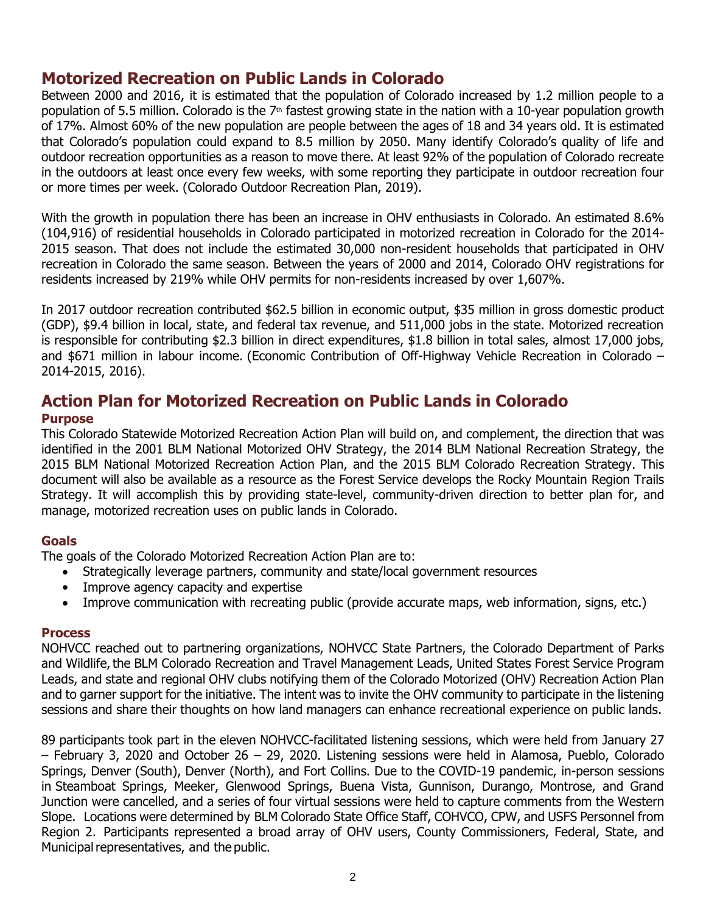## Motorized Recreation on Public Lands in Colorado

Between 2000 and 2016, it is estimated that the population of Colorado increased by 1.2 million people to a population of 5.5 million. Colorado is the 7th fastest growing state in the nation with a 10-year population growth of 17%. Almost 60% of the new population are people between the ages of 18 and 34 years old. It is estimated that Colorado's population could expand to 8.5 million by 2050. Many identify Colorado's quality of life and outdoor recreation opportunities as a reason to move there. At least 92% of the population of Colorado recreate in the outdoors at least once every few weeks, with some reporting they participate in outdoor recreation four or more times per week. (Colorado Outdoor Recreation Plan, 2019).

With the growth in population there has been an increase in OHV enthusiasts in Colorado. An estimated 8.6% (104,916) of residential households in Colorado participated in motorized recreation in Colorado for the 2014-2015 season. That does not include the estimated 30,000 non-resident households that participated in OHV recreation in Colorado the same season. Between the years of 2000 and 2014, Colorado OHV registrations for residents increased by 219% while OHV permits for non-residents increased by over 1,607%.

In 2017 outdoor recreation contributed $62.5 billion in economic output, $35 million in gross domestic product (GDP), $9.4 billion in local, state, and federal tax revenue, and 511,000 jobs in the state. Motorized recreation is responsible for contributing $2.3 billion in direct expenditures, $1.8 billion in total sales, almost 17,000 jobs, and $671 million in labour income. (Economic Contribution of Off-Highway Vehicle Recreation in Colorado – 2014-2015, 2016).

## Action Plan for Motorized Recreation on Public Lands in Colorado

### Purpose

This Colorado Statewide Motorized Recreation Action Plan will build on, and complement, the direction that was identified in the 2001 BLM National Motorized OHV Strategy, the 2014 BLM National Recreation Strategy, the 2015 BLM National Motorized Recreation Action Plan, and the 2015 BLM Colorado Recreation Strategy. This document will also be available as a resource as the Forest Service develops the Rocky Mountain Region Trails Strategy. It will accomplish this by providing state-level, community-driven direction to better plan for, and manage, motorized recreation uses on public lands in Colorado.

### Goals

The goals of the Colorado Motorized Recreation Action Plan are to:

- Strategically leverage partners, community and state/local government resources
- Improve agency capacity and expertise
- Improve communication with recreating public (provide accurate maps, web information, signs, etc.)

### Process

NOHVCC reached out to partnering organizations, NOHVCC State Partners, the Colorado Department of Parks and Wildlife, the BLM Colorado Recreation and Travel Management Leads, United States Forest Service Program Leads, and state and regional OHV clubs notifying them of the Colorado Motorized (OHV) Recreation Action Plan and to garner support for the initiative. The intent was to invite the OHV community to participate in the listening sessions and share their thoughts on how land managers can enhance recreational experience on public lands.

89 participants took part in the eleven NOHVCC-facilitated listening sessions, which were held from January 27 – February 3, 2020 and October 26 – 29, 2020. Listening sessions were held in Alamosa, Pueblo, Colorado Springs, Denver (South), Denver (North), and Fort Collins. Due to the COVID-19 pandemic, in-person sessions in Steamboat Springs, Meeker, Glenwood Springs, Buena Vista, Gunnison, Durango, Montrose, and Grand Junction were cancelled, and a series of four virtual sessions were held to capture comments from the Western Slope. Locations were determined by BLM Colorado State Office Staff, COHVCO, CPW, and USFS Personnel from Region 2. Participants represented a broad array of OHV users, County Commissioners, Federal, State, and Municipal representatives, and the public.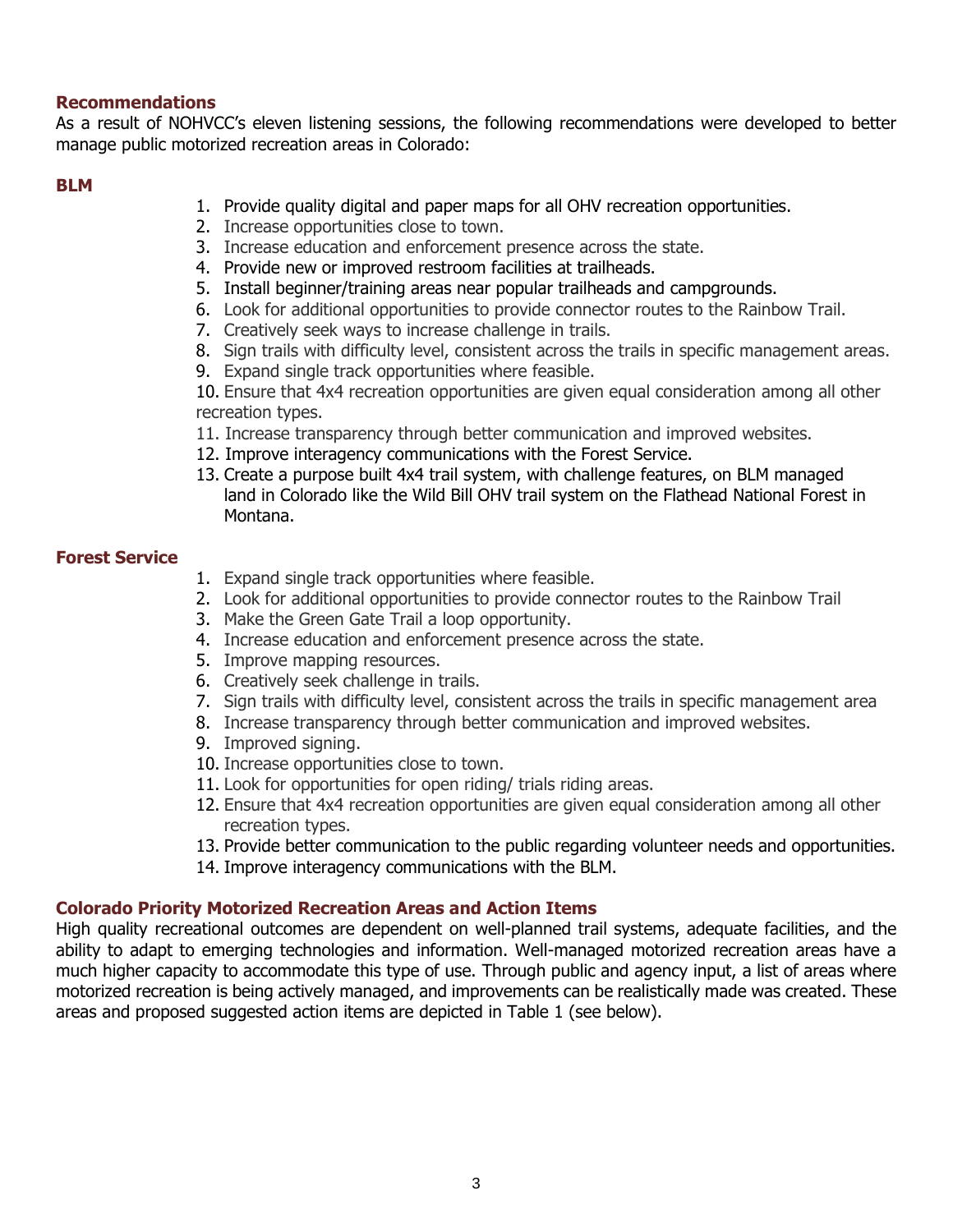## Recommendations

As a result of NOHVCC's eleven listening sessions, the following recommendations were developed to better manage public motorized recreation areas in Colorado:

### BLM

1. Provide quality digital and paper maps for all OHV recreation opportunities.
2. Increase opportunities close to town.
3. Increase education and enforcement presence across the state.
4. Provide new or improved restroom facilities at trailheads.
5. Install beginner/training areas near popular trailheads and campgrounds.
6. Look for additional opportunities to provide connector routes to the Rainbow Trail.
7. Creatively seek ways to increase challenge in trails.
8. Sign trails with difficulty level, consistent across the trails in specific management areas.
9. Expand single track opportunities where feasible.
10. Ensure that 4x4 recreation opportunities are given equal consideration among all other recreation types.
11. Increase transparency through better communication and improved websites.
12. Improve interagency communications with the Forest Service.
13. Create a purpose built 4x4 trail system, with challenge features, on BLM managed land in Colorado like the Wild Bill OHV trail system on the Flathead National Forest in Montana.

### Forest Service

1. Expand single track opportunities where feasible.
2. Look for additional opportunities to provide connector routes to the Rainbow Trail
3. Make the Green Gate Trail a loop opportunity.
4. Increase education and enforcement presence across the state.
5. Improve mapping resources.
6. Creatively seek challenge in trails.
7. Sign trails with difficulty level, consistent across the trails in specific management area
8. Increase transparency through better communication and improved websites.
9. Improved signing.
10. Increase opportunities close to town.
11. Look for opportunities for open riding/ trials riding areas.
12. Ensure that 4x4 recreation opportunities are given equal consideration among all other recreation types.
13. Provide better communication to the public regarding volunteer needs and opportunities.
14. Improve interagency communications with the BLM.

## Colorado Priority Motorized Recreation Areas and Action Items

High quality recreational outcomes are dependent on well-planned trail systems, adequate facilities, and the ability to adapt to emerging technologies and information. Well-managed motorized recreation areas have a much higher capacity to accommodate this type of use. Through public and agency input, a list of areas where motorized recreation is being actively managed, and improvements can be realistically made was created. These areas and proposed suggested action items are depicted in Table 1 (see below).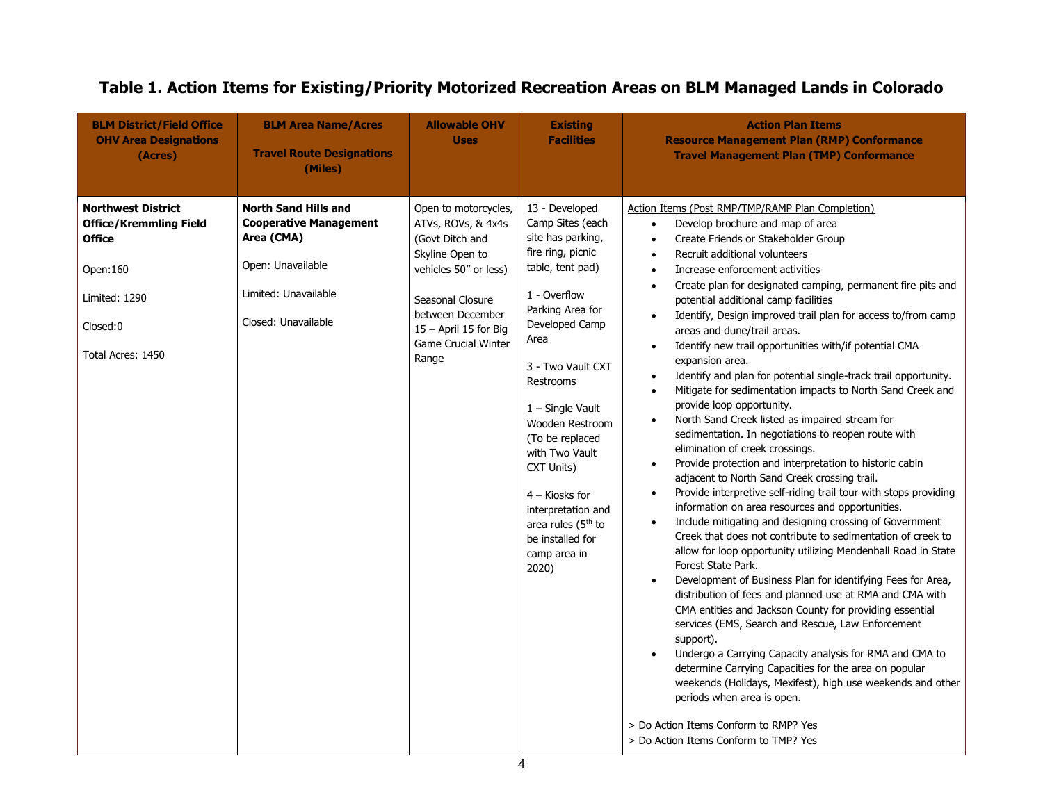# Table 1. Action Items for Existing/Priority Motorized Recreation Areas on BLM Managed Lands in Colorado

| BLM District/Field Office<br>OHV Area Designations<br>(Acres) | BLM Area Name/Acres<br><br>Travel Route Designations<br>(Miles) | Allowable OHV Uses | Existing Facilities | Action Plan Items<br>Resource Management Plan (RMP) Conformance<br>Travel Management Plan (TMP) Conformance |
|---|---|---|---|---|
| **Northwest District Office/Kremmling Field Office**<br><br>Open:160<br><br>Limited: 1290<br><br>Closed:0<br><br>Total Acres: 1450 | **North Sand Hills and Cooperative Management Area (CMA)**<br><br>Open: Unavailable<br><br>Limited: Unavailable<br><br>Closed: Unavailable | Open to motorcycles, ATVs, ROVs, & 4x4s (Govt Ditch and Skyline Open to vehicles 50" or less)<br><br>Seasonal Closure between December 15 – April 15 for Big Game Crucial Winter Range | 13 - Developed Camp Sites (each site has parking, fire ring, picnic table, tent pad)<br><br>1 - Overflow Parking Area for Developed Camp Area<br><br>3 - Two Vault CXT Restrooms<br><br>1 – Single Vault Wooden Restroom (To be replaced with Two Vault CXT Units)<br><br>4 – Kiosks for interpretation and area rules (5th to be installed for camp area in 2020) | Action Items (Post RMP/TMP/RAMP Plan Completion)<br>• Develop brochure and map of area<br>• Create Friends or Stakeholder Group<br>• Recruit additional volunteers<br>• Increase enforcement activities<br>• Create plan for designated camping, permanent fire pits and potential additional camp facilities<br>• Identify, Design improved trail plan for access to/from camp areas and dune/trail areas.<br>• Identify new trail opportunities with/if potential CMA expansion area.<br>• Identify and plan for potential single-track trail opportunity.<br>• Mitigate for sedimentation impacts to North Sand Creek and provide loop opportunity.<br>• North Sand Creek listed as impaired stream for sedimentation. In negotiations to reopen route with elimination of creek crossings.<br>• Provide protection and interpretation to historic cabin adjacent to North Sand Creek crossing trail.<br>• Provide interpretive self-riding trail tour with stops providing information on area resources and opportunities.<br>• Include mitigating and designing crossing of Government Creek that does not contribute to sedimentation of creek to allow for loop opportunity utilizing Mendenhall Road in State Forest State Park.<br>• Development of Business Plan for identifying Fees for Area, distribution of fees and planned use at RMA and CMA with CMA entities and Jackson County for providing essential services (EMS, Search and Rescue, Law Enforcement support).<br>• Undergo a Carrying Capacity analysis for RMA and CMA to determine Carrying Capacities for the area on popular weekends (Holidays, Mexifest), high use weekends and other periods when area is open.<br><br>> Do Action Items Conform to RMP? Yes<br>> Do Action Items Conform to TMP? Yes |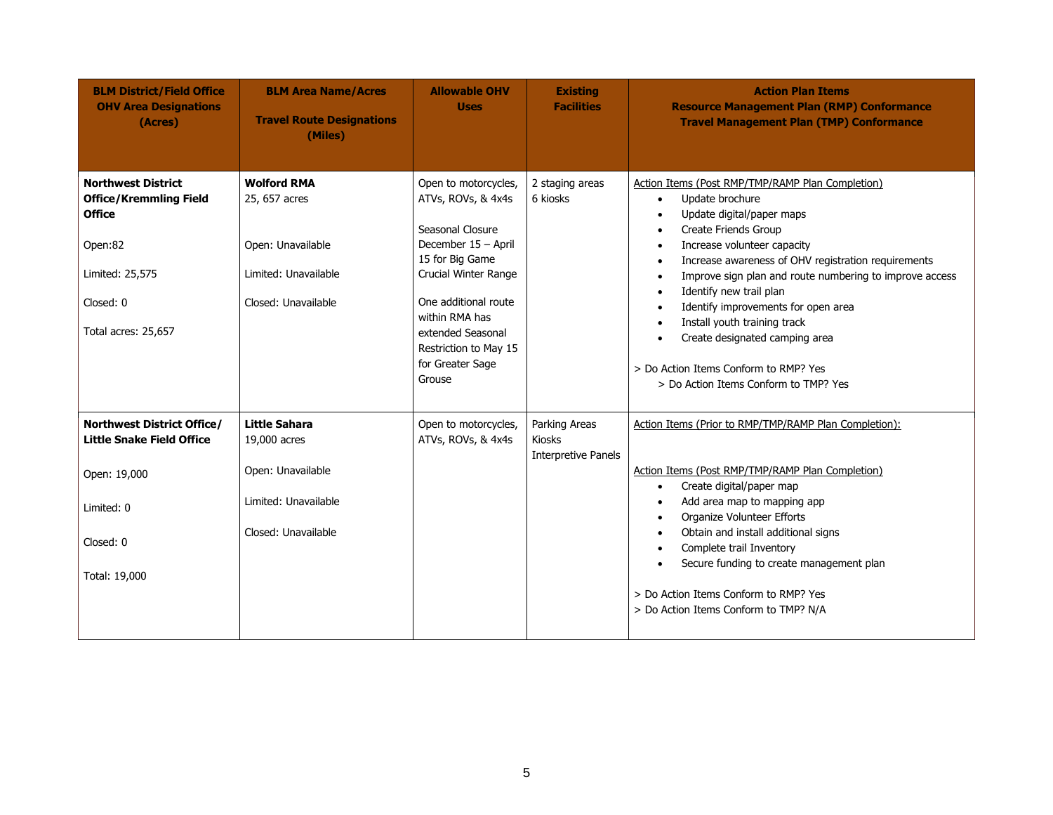| BLM District/Field Office OHV Area Designations (Acres) | BLM Area Name/Acres<br><br>Travel Route Designations (Miles) | Allowable OHV Uses | Existing Facilities | Action Plan Items<br>Resource Management Plan (RMP) Conformance<br>Travel Management Plan (TMP) Conformance |
|---|---|---|---|---|
| **Northwest District Office/Kremmling Field Office**<br><br>Open:82<br><br>Limited: 25,575<br><br>Closed: 0<br><br>Total acres: 25,657 | **Wolford RMA**<br>25, 657 acres<br><br>Open: Unavailable<br><br>Limited: Unavailable<br><br>Closed: Unavailable | Open to motorcycles, ATVs, ROVs, & 4x4s<br><br>Seasonal Closure December 15 – April 15 for Big Game Crucial Winter Range<br><br>One additional route within RMA has extended Seasonal Restriction to May 15 for Greater Sage Grouse | 2 staging areas<br>6 kiosks | Action Items (Post RMP/TMP/RAMP Plan Completion)<br>• Update brochure<br>• Update digital/paper maps<br>• Create Friends Group<br>• Increase volunteer capacity<br>• Increase awareness of OHV registration requirements<br>• Improve sign plan and route numbering to improve access<br>• Identify new trail plan<br>• Identify improvements for open area<br>• Install youth training track<br>• Create designated camping area<br><br>> Do Action Items Conform to RMP? Yes<br>> Do Action Items Conform to TMP? Yes |
| **Northwest District Office/ Little Snake Field Office**<br><br>Open: 19,000<br><br>Limited: 0<br><br>Closed: 0<br><br>Total: 19,000 | **Little Sahara**<br>19,000 acres<br><br>Open: Unavailable<br><br>Limited: Unavailable<br><br>Closed: Unavailable | Open to motorcycles, ATVs, ROVs, & 4x4s | Parking Areas<br>Kiosks<br>Interpretive Panels | Action Items (Prior to RMP/TMP/RAMP Plan Completion):<br><br>Action Items (Post RMP/TMP/RAMP Plan Completion)<br>• Create digital/paper map<br>• Add area map to mapping app<br>• Organize Volunteer Efforts<br>• Obtain and install additional signs<br>• Complete trail Inventory<br>• Secure funding to create management plan<br><br>> Do Action Items Conform to RMP? Yes<br>> Do Action Items Conform to TMP? N/A |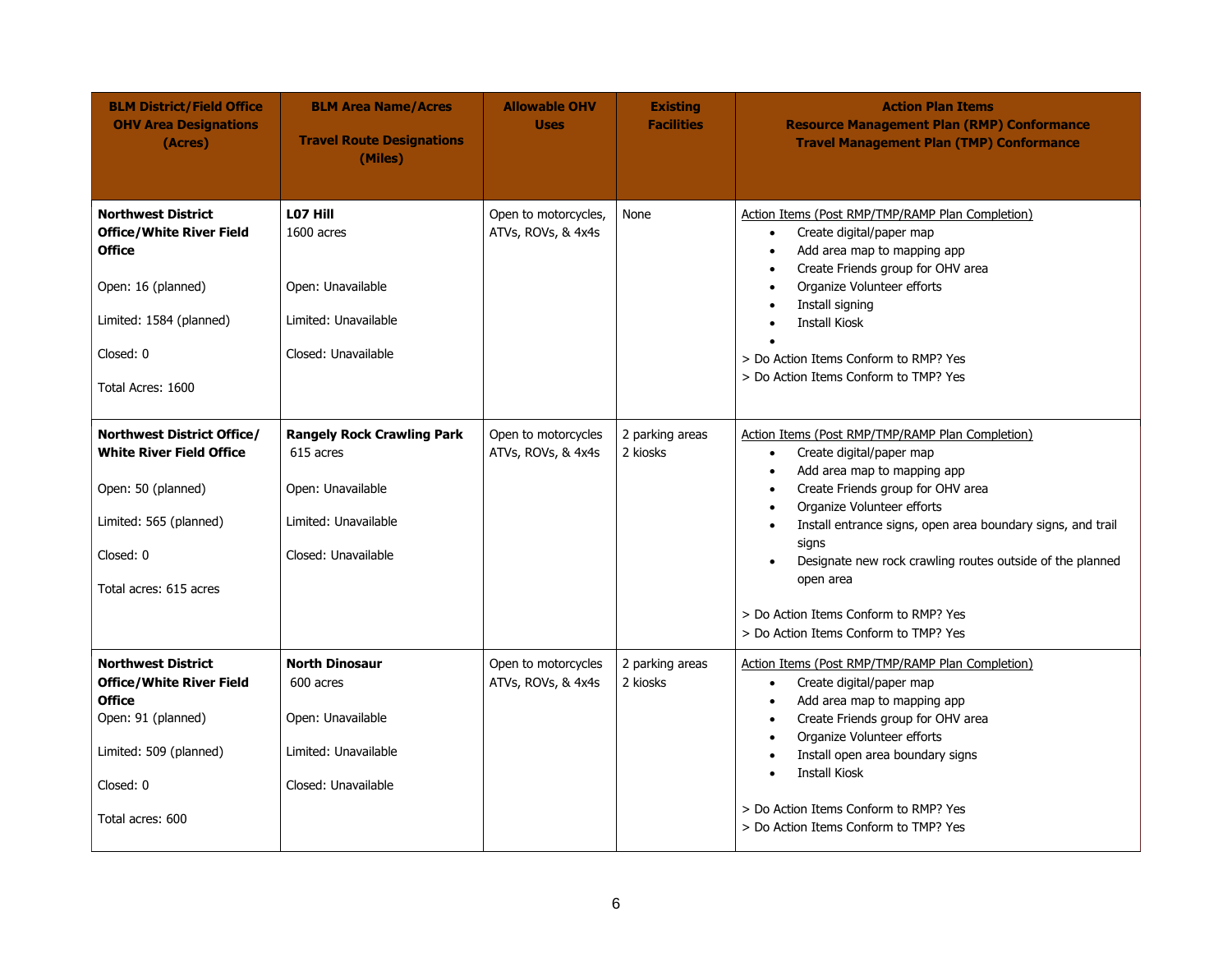| BLM District/Field Office OHV Area Designations (Acres) | BLM Area Name/Acres<br><br>Travel Route Designations (Miles) | Allowable OHV Uses | Existing Facilities | Action Plan Items<br>Resource Management Plan (RMP) Conformance<br>Travel Management Plan (TMP) Conformance |
|---|---|---|---|---|
| **Northwest District Office/White River Field Office**<br><br>Open: 16 (planned)<br><br>Limited: 1584 (planned)<br><br>Closed: 0<br><br>Total Acres: 1600 | **L07 Hill**<br>1600 acres<br><br>Open: Unavailable<br><br>Limited: Unavailable<br><br>Closed: Unavailable | Open to motorcycles, ATVs, ROVs, & 4x4s | None | Action Items (Post RMP/TMP/RAMP Plan Completion)<br>• Create digital/paper map<br>• Add area map to mapping app<br>• Create Friends group for OHV area<br>• Organize Volunteer efforts<br>• Install signing<br>• Install Kiosk<br>•<br>> Do Action Items Conform to RMP? Yes<br>> Do Action Items Conform to TMP? Yes |
| **Northwest District Office/ White River Field Office**<br><br>Open: 50 (planned)<br><br>Limited: 565 (planned)<br><br>Closed: 0<br><br>Total acres: 615 acres | **Rangely Rock Crawling Park**<br>615 acres<br><br>Open: Unavailable<br><br>Limited: Unavailable<br><br>Closed: Unavailable | Open to motorcycles ATVs, ROVs, & 4x4s | 2 parking areas<br>2 kiosks | Action Items (Post RMP/TMP/RAMP Plan Completion)<br>• Create digital/paper map<br>• Add area map to mapping app<br>• Create Friends group for OHV area<br>• Organize Volunteer efforts<br>• Install entrance signs, open area boundary signs, and trail signs<br>• Designate new rock crawling routes outside of the planned open area<br><br>> Do Action Items Conform to RMP? Yes<br>> Do Action Items Conform to TMP? Yes |
| **Northwest District Office/White River Field Office**<br>Open: 91 (planned)<br><br>Limited: 509 (planned)<br><br>Closed: 0<br><br>Total acres: 600 | **North Dinosaur**<br>600 acres<br><br>Open: Unavailable<br><br>Limited: Unavailable<br><br>Closed: Unavailable | Open to motorcycles ATVs, ROVs, & 4x4s | 2 parking areas<br>2 kiosks | Action Items (Post RMP/TMP/RAMP Plan Completion)<br>• Create digital/paper map<br>• Add area map to mapping app<br>• Create Friends group for OHV area<br>• Organize Volunteer efforts<br>• Install open area boundary signs<br>• Install Kiosk<br><br>> Do Action Items Conform to RMP? Yes<br>> Do Action Items Conform to TMP? Yes |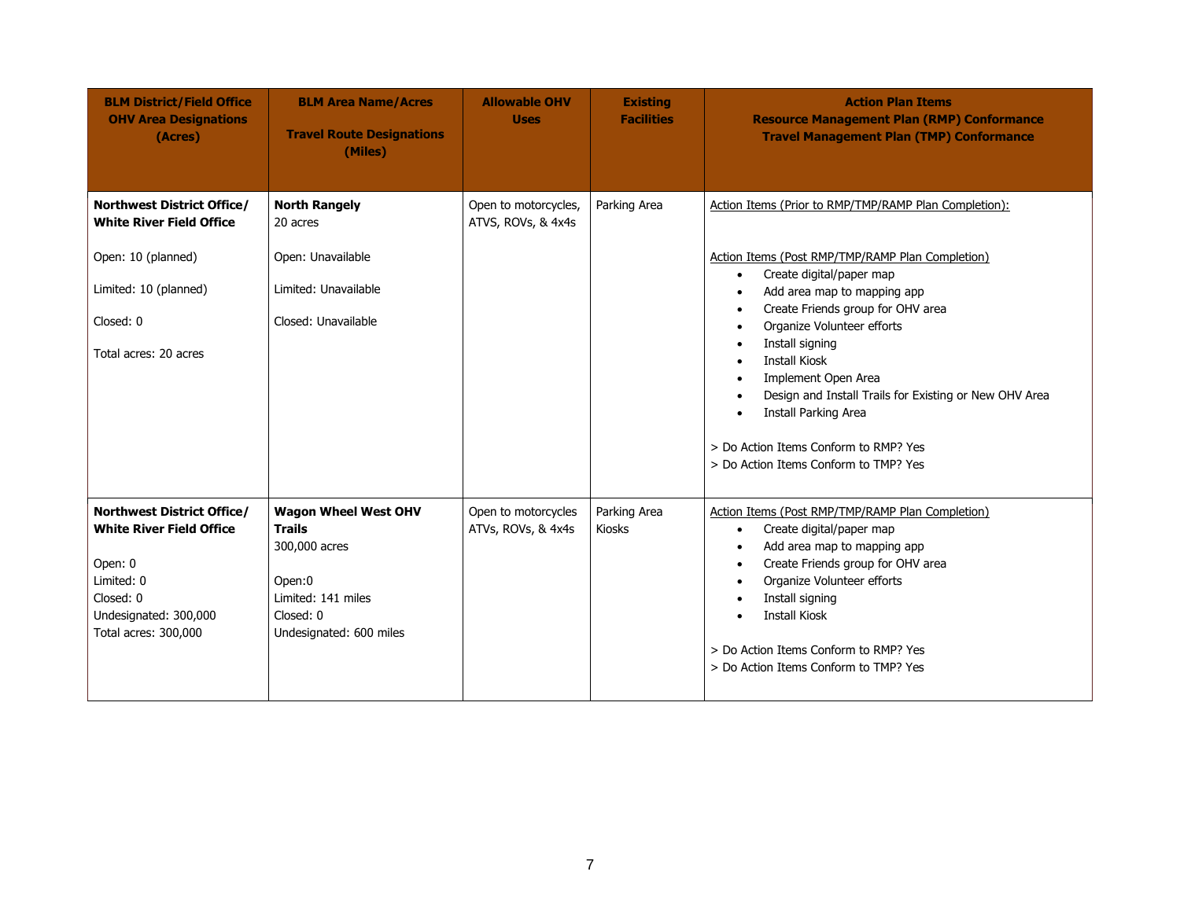| BLM District/Field Office OHV Area Designations (Acres) | BLM Area Name/Acres<br><br>Travel Route Designations (Miles) | Allowable OHV Uses | Existing Facilities | Action Plan Items<br>Resource Management Plan (RMP) Conformance<br>Travel Management Plan (TMP) Conformance |
|---|---|---|---|---|
| **Northwest District Office/ White River Field Office**<br><br>Open: 10 (planned)<br><br>Limited: 10 (planned)<br><br>Closed: 0<br><br>Total acres: 20 acres | **North Rangely**<br>20 acres<br><br>Open: Unavailable<br><br>Limited: Unavailable<br><br>Closed: Unavailable | Open to motorcycles, ATVS, ROVs, & 4x4s | Parking Area | Action Items (Prior to RMP/TMP/RAMP Plan Completion):<br><br>Action Items (Post RMP/TMP/RAMP Plan Completion)<br>• Create digital/paper map<br>• Add area map to mapping app<br>• Create Friends group for OHV area<br>• Organize Volunteer efforts<br>• Install signing<br>• Install Kiosk<br>• Implement Open Area<br>• Design and Install Trails for Existing or New OHV Area<br>• Install Parking Area<br><br>> Do Action Items Conform to RMP? Yes<br>> Do Action Items Conform to TMP? Yes |
| **Northwest District Office/ White River Field Office**<br><br>Open: 0<br>Limited: 0<br>Closed: 0<br>Undesignated: 300,000<br>Total acres: 300,000 | **Wagon Wheel West OHV Trails**<br>300,000 acres<br><br>Open:0<br>Limited: 141 miles<br>Closed: 0<br>Undesignated: 600 miles | Open to motorcycles ATVs, ROVs, & 4x4s | Parking Area<br>Kiosks | Action Items (Post RMP/TMP/RAMP Plan Completion)<br>• Create digital/paper map<br>• Add area map to mapping app<br>• Create Friends group for OHV area<br>• Organize Volunteer efforts<br>• Install signing<br>• Install Kiosk<br><br>> Do Action Items Conform to RMP? Yes<br>> Do Action Items Conform to TMP? Yes |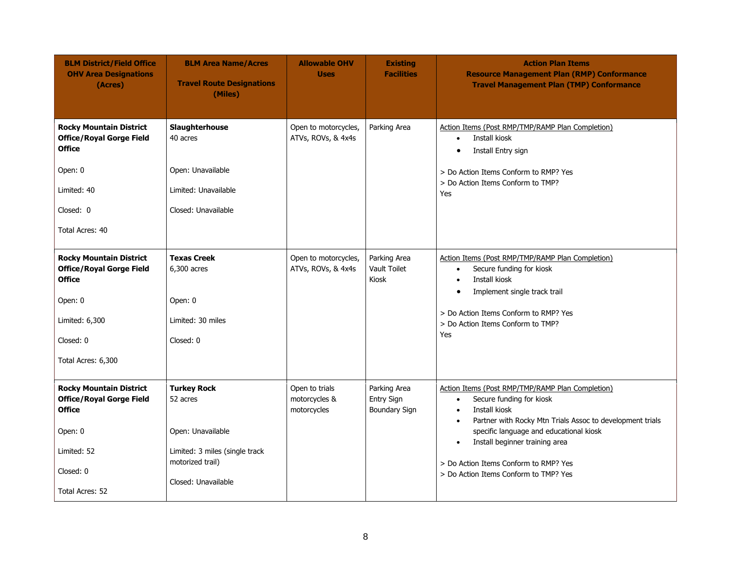| BLM District/Field Office OHV Area Designations (Acres) | BLM Area Name/Acres<br><br>Travel Route Designations (Miles) | Allowable OHV Uses | Existing Facilities | Action Plan Items<br>Resource Management Plan (RMP) Conformance<br>Travel Management Plan (TMP) Conformance |
|---|---|---|---|---|
| **Rocky Mountain District Office/Royal Gorge Field Office**<br><br>Open: 0<br><br>Limited: 40<br><br>Closed: 0<br><br>Total Acres: 40 | **Slaughterhouse**<br>40 acres<br><br>Open: Unavailable<br><br>Limited: Unavailable<br><br>Closed: Unavailable | Open to motorcycles, ATVs, ROVs, & 4x4s | Parking Area | Action Items (Post RMP/TMP/RAMP Plan Completion)<br>• Install kiosk<br>• Install Entry sign<br><br>> Do Action Items Conform to RMP? Yes<br>> Do Action Items Conform to TMP? Yes |
| **Rocky Mountain District Office/Royal Gorge Field Office**<br><br>Open: 0<br><br>Limited: 6,300<br><br>Closed: 0<br><br>Total Acres: 6,300 | **Texas Creek**<br>6,300 acres<br><br>Open: 0<br><br>Limited: 30 miles<br><br>Closed: 0 | Open to motorcycles, ATVs, ROVs, & 4x4s | Parking Area<br>Vault Toilet<br>Kiosk | Action Items (Post RMP/TMP/RAMP Plan Completion)<br>• Secure funding for kiosk<br>• Install kiosk<br>• Implement single track trail<br><br>> Do Action Items Conform to RMP? Yes<br>> Do Action Items Conform to TMP? Yes |
| **Rocky Mountain District Office/Royal Gorge Field Office**<br><br>Open: 0<br><br>Limited: 52<br><br>Closed: 0<br><br>Total Acres: 52 | **Turkey Rock**<br>52 acres<br><br>Open: Unavailable<br><br>Limited: 3 miles (single track motorized trail)<br><br>Closed: Unavailable | Open to trials motorcycles & motorcycles | Parking Area<br>Entry Sign<br>Boundary Sign | Action Items (Post RMP/TMP/RAMP Plan Completion)<br>• Secure funding for kiosk<br>• Install kiosk<br>• Partner with Rocky Mtn Trials Assoc to development trials specific language and educational kiosk<br>• Install beginner training area<br><br>> Do Action Items Conform to RMP? Yes<br>> Do Action Items Conform to TMP? Yes |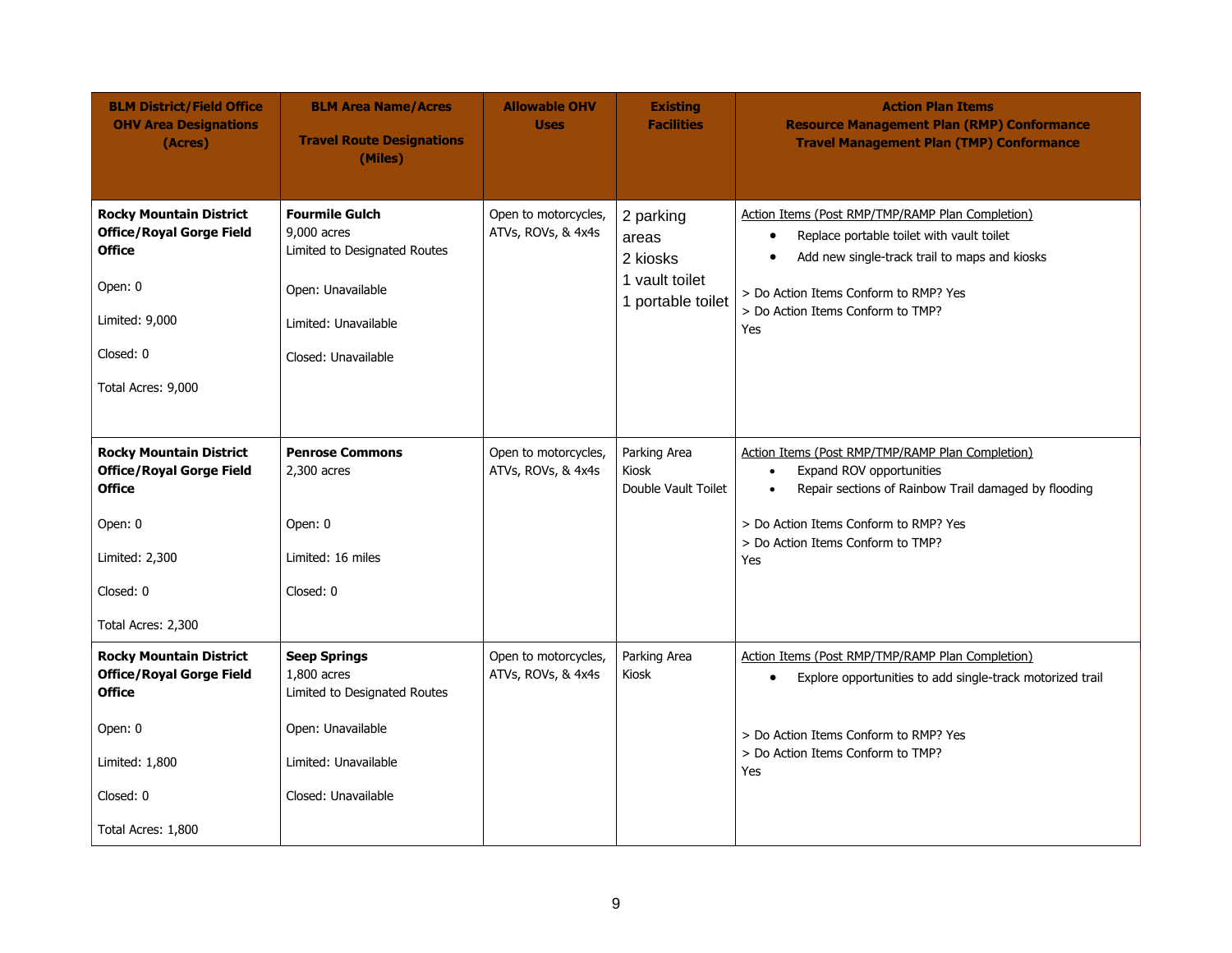| BLM District/Field Office OHV Area Designations (Acres) | BLM Area Name/Acres<br><br>Travel Route Designations (Miles) | Allowable OHV Uses | Existing Facilities | Action Plan Items<br>Resource Management Plan (RMP) Conformance<br>Travel Management Plan (TMP) Conformance |
|---|---|---|---|---|
| **Rocky Mountain District Office/Royal Gorge Field Office**<br><br>Open: 0<br><br>Limited: 9,000<br><br>Closed: 0<br><br>Total Acres: 9,000 | **Fourmile Gulch**<br>9,000 acres<br>Limited to Designated Routes<br><br>Open: Unavailable<br><br>Limited: Unavailable<br><br>Closed: Unavailable | Open to motorcycles, ATVs, ROVs, & 4x4s | 2 parking areas<br>2 kiosks<br>1 vault toilet<br>1 portable toilet | Action Items (Post RMP/TMP/RAMP Plan Completion)<br>• Replace portable toilet with vault toilet<br>• Add new single-track trail to maps and kiosks<br><br>> Do Action Items Conform to RMP? Yes<br>> Do Action Items Conform to TMP?<br>Yes |
| **Rocky Mountain District Office/Royal Gorge Field Office**<br><br>Open: 0<br><br>Limited: 2,300<br><br>Closed: 0<br><br>Total Acres: 2,300 | **Penrose Commons**<br>2,300 acres<br><br>Open: 0<br><br>Limited: 16 miles<br><br>Closed: 0 | Open to motorcycles, ATVs, ROVs, & 4x4s | Parking Area<br>Kiosk<br>Double Vault Toilet | Action Items (Post RMP/TMP/RAMP Plan Completion)<br>• Expand ROV opportunities<br>• Repair sections of Rainbow Trail damaged by flooding<br><br>> Do Action Items Conform to RMP? Yes<br>> Do Action Items Conform to TMP?<br>Yes |
| **Rocky Mountain District Office/Royal Gorge Field Office**<br><br>Open: 0<br><br>Limited: 1,800<br><br>Closed: 0<br><br>Total Acres: 1,800 | **Seep Springs**<br>1,800 acres<br>Limited to Designated Routes<br><br>Open: Unavailable<br><br>Limited: Unavailable<br><br>Closed: Unavailable | Open to motorcycles, ATVs, ROVs, & 4x4s | Parking Area<br>Kiosk | Action Items (Post RMP/TMP/RAMP Plan Completion)<br>• Explore opportunities to add single-track motorized trail<br><br>> Do Action Items Conform to RMP? Yes<br>> Do Action Items Conform to TMP?<br>Yes |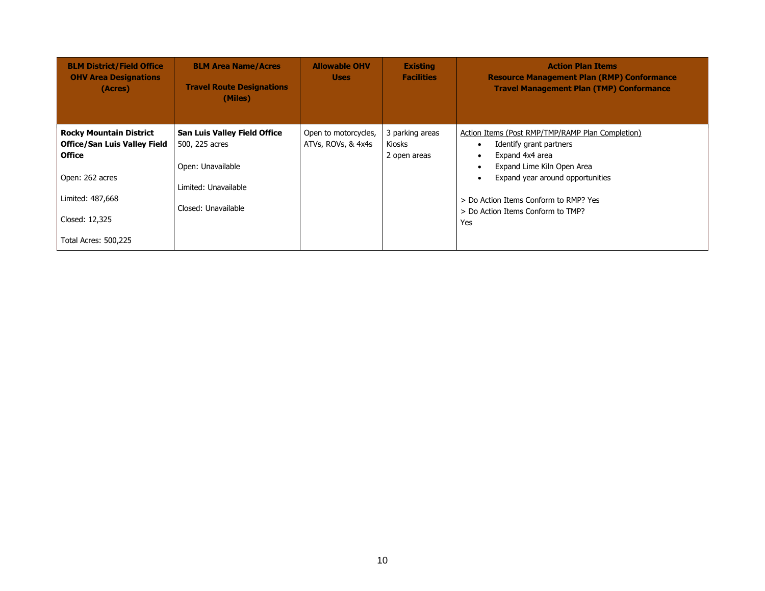| **BLM District/Field Office OHV Area Designations (Acres)** | **BLM Area Name/Acres<br><br>Travel Route Designations (Miles)** | **Allowable OHV Uses** | **Existing Facilities** | **Action Plan Items<br>Resource Management Plan (RMP) Conformance<br>Travel Management Plan (TMP) Conformance** |
|---|---|---|---|---|
| **Rocky Mountain District Office/San Luis Valley Field Office**<br><br>Open: 262 acres<br><br>Limited: 487,668<br><br>Closed: 12,325<br><br>Total Acres: 500,225 | **San Luis Valley Field Office**<br>500, 225 acres<br><br>Open: Unavailable<br><br>Limited: Unavailable<br><br>Closed: Unavailable | Open to motorcycles, ATVs, ROVs, & 4x4s | 3 parking areas<br>Kiosks<br>2 open areas | Action Items (Post RMP/TMP/RAMP Plan Completion)<br>• Identify grant partners<br>• Expand 4x4 area<br>• Expand Lime Kiln Open Area<br>• Expand year around opportunities<br><br>> Do Action Items Conform to RMP? Yes<br>> Do Action Items Conform to TMP? Yes |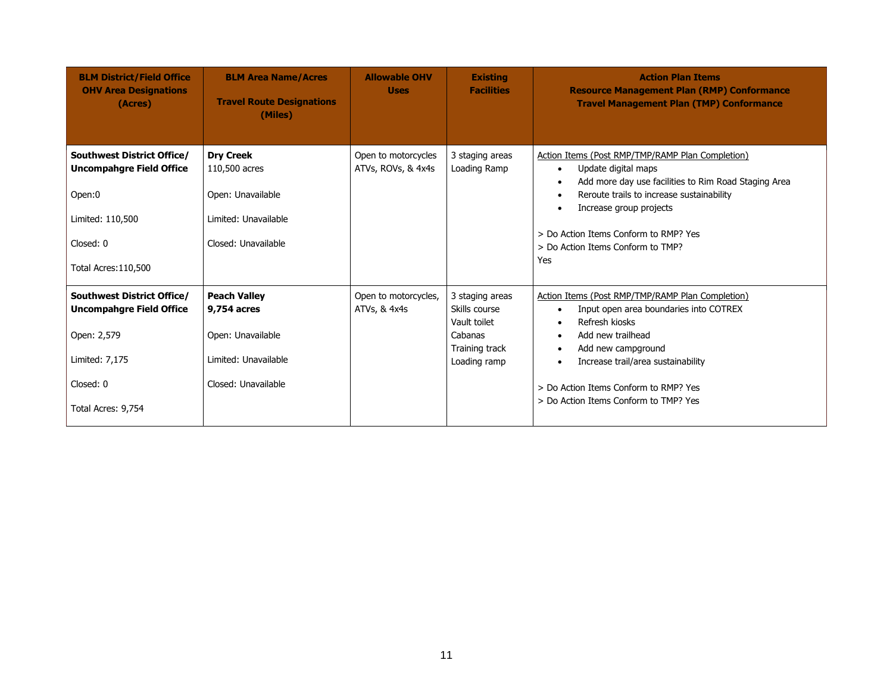| BLM District/Field Office OHV Area Designations (Acres) | BLM Area Name/Acres<br><br>Travel Route Designations (Miles) | Allowable OHV Uses | Existing Facilities | Action Plan Items<br>Resource Management Plan (RMP) Conformance<br>Travel Management Plan (TMP) Conformance |
|---|---|---|---|---|
| **Southwest District Office/ Uncompahgre Field Office**<br><br>Open:0<br><br>Limited: 110,500<br><br>Closed: 0<br><br>Total Acres:110,500 | **Dry Creek**<br>110,500 acres<br><br>Open: Unavailable<br><br>Limited: Unavailable<br><br>Closed: Unavailable | Open to motorcycles ATVs, ROVs, & 4x4s | 3 staging areas<br>Loading Ramp | Action Items (Post RMP/TMP/RAMP Plan Completion)<br>• Update digital maps<br>• Add more day use facilities to Rim Road Staging Area<br>• Reroute trails to increase sustainability<br>• Increase group projects<br><br>> Do Action Items Conform to RMP? Yes<br>> Do Action Items Conform to TMP?<br>Yes |
| **Southwest District Office/ Uncompahgre Field Office**<br><br>Open: 2,579<br><br>Limited: 7,175<br><br>Closed: 0<br><br>Total Acres: 9,754 | **Peach Valley**<br>**9,754 acres**<br><br>Open: Unavailable<br><br>Limited: Unavailable<br><br>Closed: Unavailable | Open to motorcycles, ATVs, & 4x4s | 3 staging areas<br>Skills course<br>Vault toilet<br>Cabanas<br>Training track<br>Loading ramp | Action Items (Post RMP/TMP/RAMP Plan Completion)<br>• Input open area boundaries into COTREX<br>• Refresh kiosks<br>• Add new trailhead<br>• Add new campground<br>• Increase trail/area sustainability<br><br>> Do Action Items Conform to RMP? Yes<br>> Do Action Items Conform to TMP? Yes |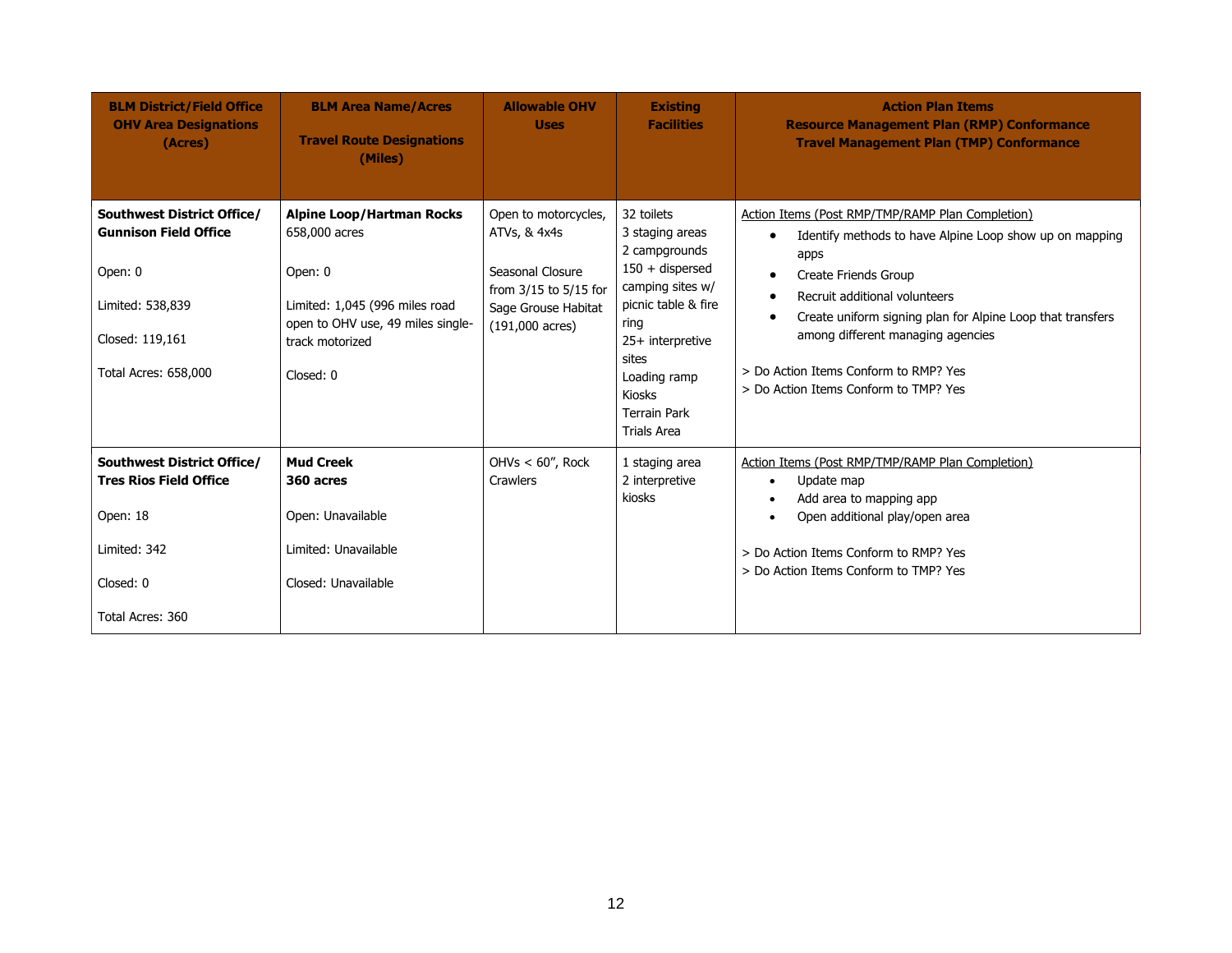| **BLM District/Field Office OHV Area Designations (Acres)** | **BLM Area Name/Acres**<br><br>**Travel Route Designations (Miles)** | **Allowable OHV Uses** | **Existing Facilities** | **Action Plan Items Resource Management Plan (RMP) Conformance Travel Management Plan (TMP) Conformance** |
|---|---|---|---|---|
| **Southwest District Office/ Gunnison Field Office**<br><br>Open: 0<br><br>Limited: 538,839<br><br>Closed: 119,161<br><br>Total Acres: 658,000 | **Alpine Loop/Hartman Rocks**<br>658,000 acres<br><br>Open: 0<br><br>Limited: 1,045 (996 miles road open to OHV use, 49 miles single-track motorized<br><br>Closed: 0 | Open to motorcycles, ATVs, & 4x4s<br><br>Seasonal Closure from 3/15 to 5/15 for Sage Grouse Habitat (191,000 acres) | 32 toilets<br>3 staging areas<br>2 campgrounds<br>150 + dispersed camping sites w/ picnic table & fire ring<br>25+ interpretive sites<br>Loading ramp<br>Kiosks<br>Terrain Park<br>Trials Area | <u>Action Items (Post RMP/TMP/RAMP Plan Completion)</u><br>• Identify methods to have Alpine Loop show up on mapping apps<br>• Create Friends Group<br>• Recruit additional volunteers<br>• Create uniform signing plan for Alpine Loop that transfers among different managing agencies<br><br>> Do Action Items Conform to RMP? Yes<br>> Do Action Items Conform to TMP? Yes |
| **Southwest District Office/ Tres Rios Field Office**<br><br>Open: 18<br><br>Limited: 342<br><br>Closed: 0<br><br>Total Acres: 360 | **Mud Creek**<br>**360 acres**<br><br>Open: Unavailable<br><br>Limited: Unavailable<br><br>Closed: Unavailable | OHVs < 60", Rock Crawlers | 1 staging area<br>2 interpretive kiosks | <u>Action Items (Post RMP/TMP/RAMP Plan Completion)</u><br>• Update map<br>• Add area to mapping app<br>• Open additional play/open area<br><br>> Do Action Items Conform to RMP? Yes<br>> Do Action Items Conform to TMP? Yes |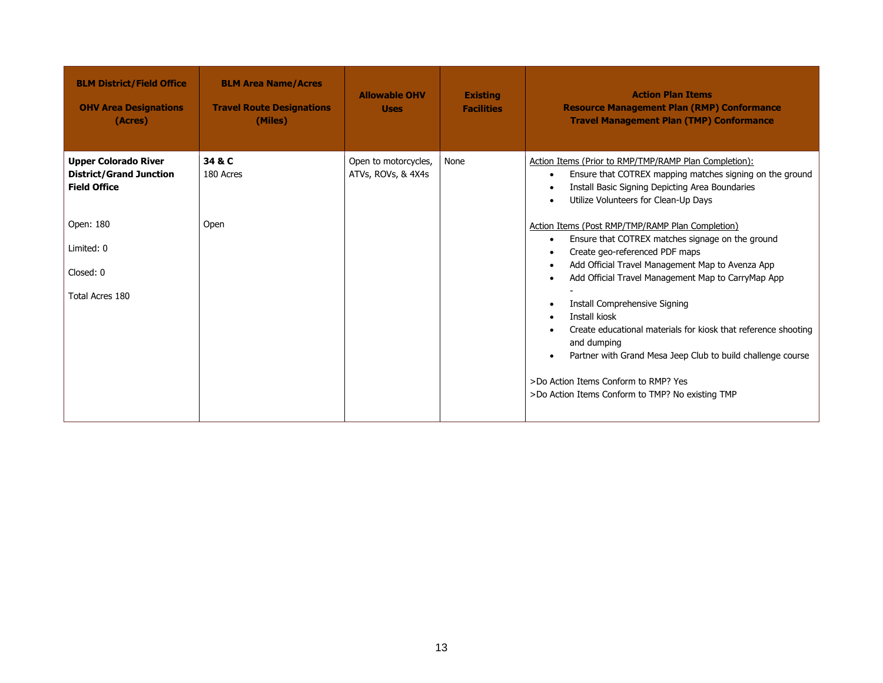| BLM District/Field Office<br><br>OHV Area Designations (Acres) | BLM Area Name/Acres<br><br>Travel Route Designations (Miles) | Allowable OHV Uses | Existing Facilities | Action Plan Items<br>Resource Management Plan (RMP) Conformance<br>Travel Management Plan (TMP) Conformance |
|---|---|---|---|---|
| **Upper Colorado River District/Grand Junction Field Office**<br><br>Open: 180<br><br>Limited: 0<br><br>Closed: 0<br><br>Total Acres 180 | **34 & C**<br>180 Acres<br><br>Open | Open to motorcycles, ATVs, ROVs, & 4X4s | None | Action Items (Prior to RMP/TMP/RAMP Plan Completion):<br>• Ensure that COTREX mapping matches signing on the ground<br>• Install Basic Signing Depicting Area Boundaries<br>• Utilize Volunteers for Clean-Up Days<br><br>Action Items (Post RMP/TMP/RAMP Plan Completion)<br>• Ensure that COTREX matches signage on the ground<br>• Create geo-referenced PDF maps<br>• Add Official Travel Management Map to Avenza App<br>• Add Official Travel Management Map to CarryMap App<br>-<br>• Install Comprehensive Signing<br>• Install kiosk<br>• Create educational materials for kiosk that reference shooting and dumping<br>• Partner with Grand Mesa Jeep Club to build challenge course<br><br>>Do Action Items Conform to RMP? Yes<br>>Do Action Items Conform to TMP? No existing TMP |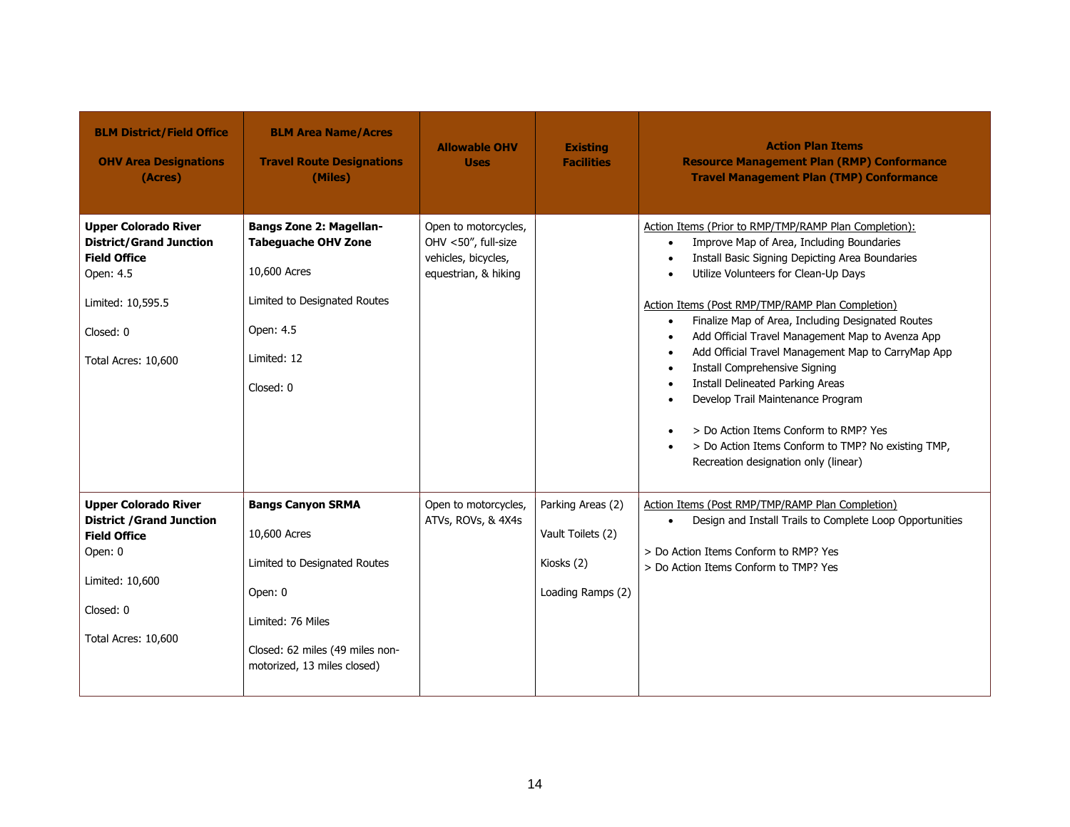| BLM District/Field Office<br><br>OHV Area Designations (Acres) | BLM Area Name/Acres<br><br>Travel Route Designations (Miles) | Allowable OHV Uses | Existing Facilities | Action Plan Items<br>Resource Management Plan (RMP) Conformance<br>Travel Management Plan (TMP) Conformance |
|---|---|---|---|---|
| **Upper Colorado River District/Grand Junction Field Office**<br>Open: 4.5<br><br>Limited: 10,595.5<br><br>Closed: 0<br><br>Total Acres: 10,600 | **Bangs Zone 2: Magellan-Tabeguache OHV Zone**<br><br>10,600 Acres<br><br>Limited to Designated Routes<br><br>Open: 4.5<br><br>Limited: 12<br><br>Closed: 0 | Open to motorcycles, OHV <50", full-size vehicles, bicycles, equestrian, & hiking | | Action Items (Prior to RMP/TMP/RAMP Plan Completion):<br>• Improve Map of Area, Including Boundaries<br>• Install Basic Signing Depicting Area Boundaries<br>• Utilize Volunteers for Clean-Up Days<br><br>Action Items (Post RMP/TMP/RAMP Plan Completion)<br>• Finalize Map of Area, Including Designated Routes<br>• Add Official Travel Management Map to Avenza App<br>• Add Official Travel Management Map to CarryMap App<br>• Install Comprehensive Signing<br>• Install Delineated Parking Areas<br>• Develop Trail Maintenance Program<br><br>• > Do Action Items Conform to RMP? Yes<br>• > Do Action Items Conform to TMP? No existing TMP, Recreation designation only (linear) |
| **Upper Colorado River District /Grand Junction Field Office**<br>Open: 0<br><br>Limited: 10,600<br><br>Closed: 0<br><br>Total Acres: 10,600 | **Bangs Canyon SRMA**<br><br>10,600 Acres<br><br>Limited to Designated Routes<br><br>Open: 0<br><br>Limited: 76 Miles<br><br>Closed: 62 miles (49 miles non-motorized, 13 miles closed) | Open to motorcycles, ATVs, ROVs, & 4X4s | Parking Areas (2)<br><br>Vault Toilets (2)<br><br>Kiosks (2)<br><br>Loading Ramps (2) | Action Items (Post RMP/TMP/RAMP Plan Completion)<br>• Design and Install Trails to Complete Loop Opportunities<br><br>> Do Action Items Conform to RMP? Yes<br>> Do Action Items Conform to TMP? Yes |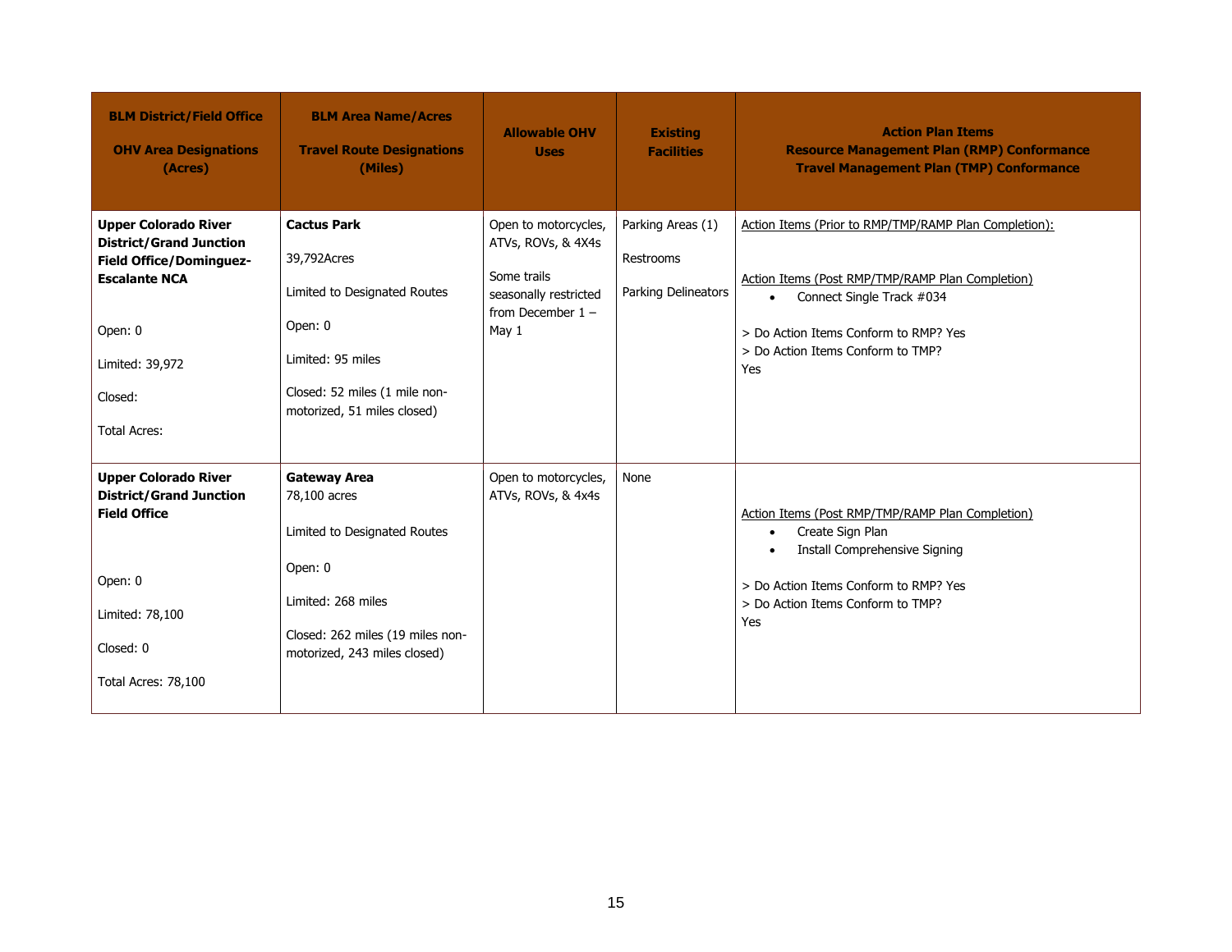| BLM District/Field Office<br><br>OHV Area Designations (Acres) | BLM Area Name/Acres<br><br>Travel Route Designations (Miles) | Allowable OHV Uses | Existing Facilities | Action Plan Items<br>Resource Management Plan (RMP) Conformance<br>Travel Management Plan (TMP) Conformance |
|---|---|---|---|---|
| **Upper Colorado River District/Grand Junction Field Office/Dominguez-Escalante NCA**<br><br>Open: 0<br><br>Limited: 39,972<br><br>Closed:<br><br>Total Acres: | **Cactus Park**<br><br>39,792Acres<br><br>Limited to Designated Routes<br><br>Open: 0<br><br>Limited: 95 miles<br><br>Closed: 52 miles (1 mile non-motorized, 51 miles closed) | Open to motorcycles, ATVs, ROVs, & 4X4s<br><br>Some trails seasonally restricted from December 1 – May 1 | Parking Areas (1)<br><br>Restrooms<br><br>Parking Delineators | Action Items (Prior to RMP/TMP/RAMP Plan Completion):<br><br>Action Items (Post RMP/TMP/RAMP Plan Completion)<br>• Connect Single Track #034<br><br>> Do Action Items Conform to RMP? Yes<br>> Do Action Items Conform to TMP? Yes |
| **Upper Colorado River District/Grand Junction Field Office**<br><br>Open: 0<br><br>Limited: 78,100<br><br>Closed: 0<br><br>Total Acres: 78,100 | **Gateway Area**<br>78,100 acres<br><br>Limited to Designated Routes<br><br>Open: 0<br><br>Limited: 268 miles<br><br>Closed: 262 miles (19 miles non-motorized, 243 miles closed) | Open to motorcycles, ATVs, ROVs, & 4x4s | None | Action Items (Post RMP/TMP/RAMP Plan Completion)<br>• Create Sign Plan<br>• Install Comprehensive Signing<br><br>> Do Action Items Conform to RMP? Yes<br>> Do Action Items Conform to TMP? Yes |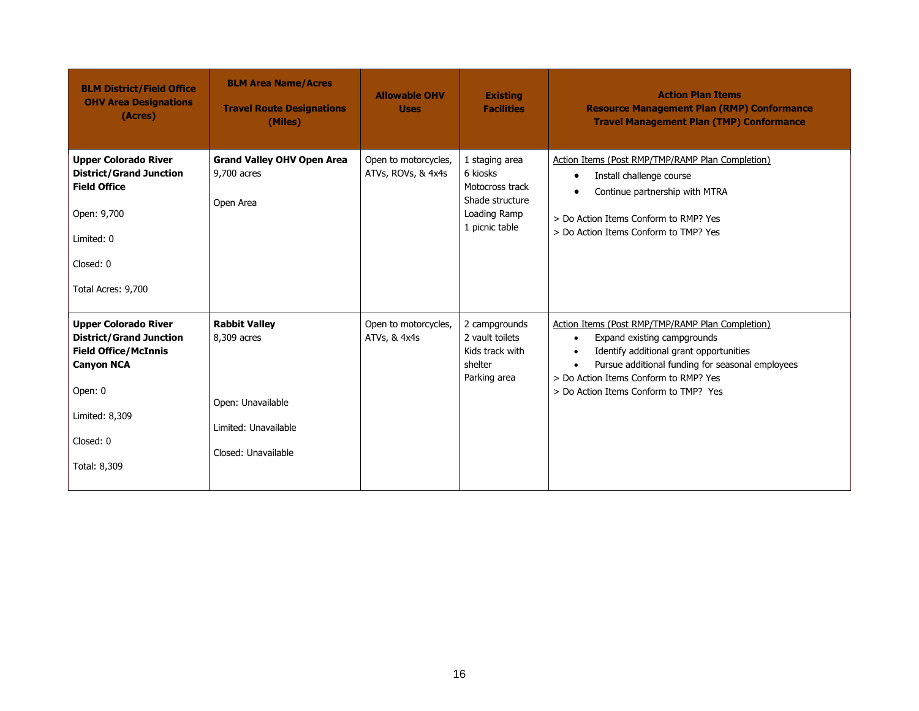| BLM District/Field Office OHV Area Designations (Acres) | BLM Area Name/Acres<br><br>Travel Route Designations (Miles) | Allowable OHV Uses | Existing Facilities | Action Plan Items<br>Resource Management Plan (RMP) Conformance<br>Travel Management Plan (TMP) Conformance |
| --- | --- | --- | --- | --- |
| **Upper Colorado River District/Grand Junction Field Office**<br><br>Open: 9,700<br><br>Limited: 0<br><br>Closed: 0<br><br>Total Acres: 9,700 | **Grand Valley OHV Open Area**<br>9,700 acres<br><br>Open Area | Open to motorcycles, ATVs, ROVs, & 4x4s | 1 staging area<br>6 kiosks<br>Motocross track<br>Shade structure<br>Loading Ramp<br>1 picnic table | Action Items (Post RMP/TMP/RAMP Plan Completion)<br>• Install challenge course<br>• Continue partnership with MTRA<br><br>> Do Action Items Conform to RMP? Yes<br>> Do Action Items Conform to TMP? Yes |
| **Upper Colorado River District/Grand Junction Field Office/McInnis Canyon NCA**<br><br>Open: 0<br><br>Limited: 8,309<br><br>Closed: 0<br><br>Total: 8,309 | **Rabbit Valley**<br>8,309 acres<br><br>Open: Unavailable<br><br>Limited: Unavailable<br><br>Closed: Unavailable | Open to motorcycles, ATVs, & 4x4s | 2 campgrounds<br>2 vault toilets<br>Kids track with shelter<br>Parking area | Action Items (Post RMP/TMP/RAMP Plan Completion)<br>• Expand existing campgrounds<br>• Identify additional grant opportunities<br>• Pursue additional funding for seasonal employees<br>> Do Action Items Conform to RMP? Yes<br>> Do Action Items Conform to TMP? Yes |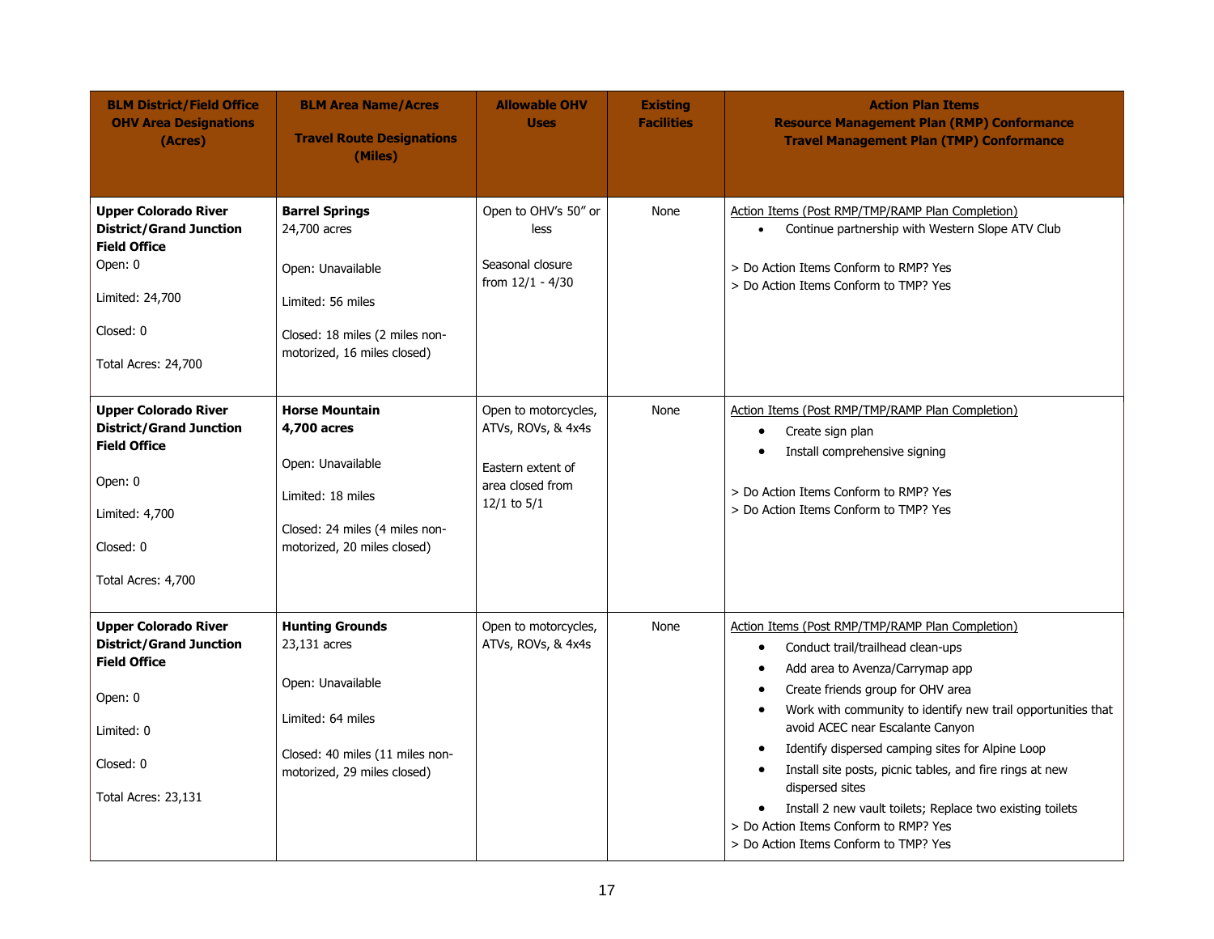| BLM District/Field Office OHV Area Designations (Acres) | BLM Area Name/Acres<br><br>Travel Route Designations (Miles) | Allowable OHV Uses | Existing Facilities | Action Plan Items<br>Resource Management Plan (RMP) Conformance<br>Travel Management Plan (TMP) Conformance |
|---|---|---|---|---|
| **Upper Colorado River District/Grand Junction Field Office**<br>Open: 0<br><br>Limited: 24,700<br><br>Closed: 0<br><br>Total Acres: 24,700 | **Barrel Springs**<br>24,700 acres<br><br>Open: Unavailable<br><br>Limited: 56 miles<br><br>Closed: 18 miles (2 miles non-motorized, 16 miles closed) | Open to OHV's 50" or less<br><br>Seasonal closure from 12/1 - 4/30 | None | Action Items (Post RMP/TMP/RAMP Plan Completion)<br>• Continue partnership with Western Slope ATV Club<br><br>> Do Action Items Conform to RMP? Yes<br>> Do Action Items Conform to TMP? Yes |
| **Upper Colorado River District/Grand Junction Field Office**<br><br>Open: 0<br><br>Limited: 4,700<br><br>Closed: 0<br><br>Total Acres: 4,700 | **Horse Mountain**<br>**4,700 acres**<br><br>Open: Unavailable<br><br>Limited: 18 miles<br><br>Closed: 24 miles (4 miles non-motorized, 20 miles closed) | Open to motorcycles, ATVs, ROVs, & 4x4s<br><br>Eastern extent of area closed from 12/1 to 5/1 | None | Action Items (Post RMP/TMP/RAMP Plan Completion)<br>• Create sign plan<br>• Install comprehensive signing<br><br>> Do Action Items Conform to RMP? Yes<br>> Do Action Items Conform to TMP? Yes |
| **Upper Colorado River District/Grand Junction Field Office**<br><br>Open: 0<br><br>Limited: 0<br><br>Closed: 0<br><br>Total Acres: 23,131 | **Hunting Grounds**<br>23,131 acres<br><br>Open: Unavailable<br><br>Limited: 64 miles<br><br>Closed: 40 miles (11 miles non-motorized, 29 miles closed) | Open to motorcycles, ATVs, ROVs, & 4x4s | None | Action Items (Post RMP/TMP/RAMP Plan Completion)<br>• Conduct trail/trailhead clean-ups<br>• Add area to Avenza/Carrymap app<br>• Create friends group for OHV area<br>• Work with community to identify new trail opportunities that avoid ACEC near Escalante Canyon<br>• Identify dispersed camping sites for Alpine Loop<br>• Install site posts, picnic tables, and fire rings at new dispersed sites<br>• Install 2 new vault toilets; Replace two existing toilets<br>> Do Action Items Conform to RMP? Yes<br>> Do Action Items Conform to TMP? Yes |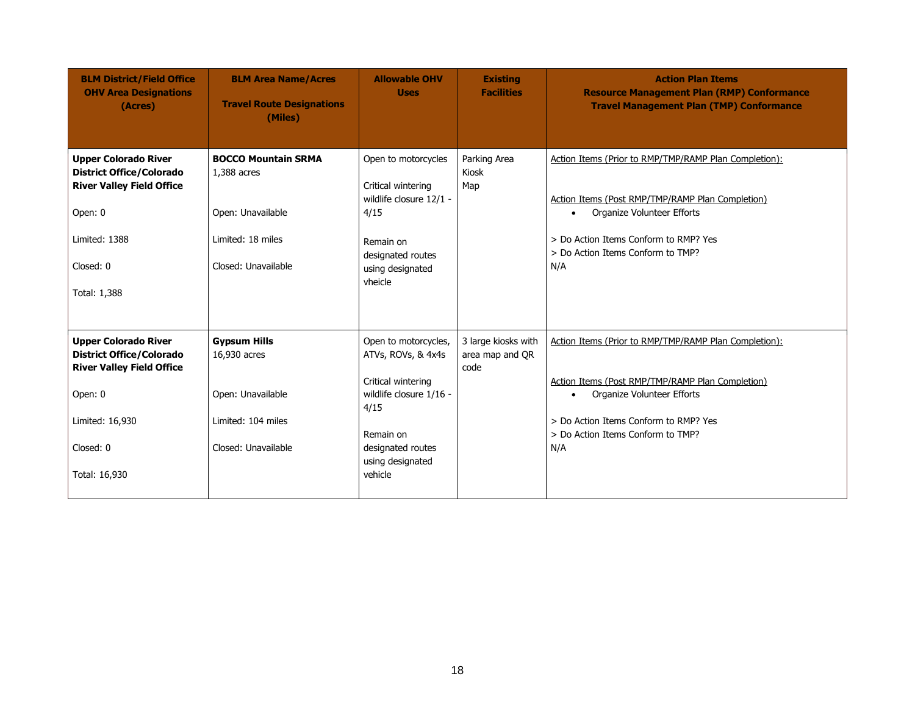| BLM District/Field Office OHV Area Designations (Acres) | BLM Area Name/Acres<br><br>Travel Route Designations (Miles) | Allowable OHV Uses | Existing Facilities | Action Plan Items<br>Resource Management Plan (RMP) Conformance<br>Travel Management Plan (TMP) Conformance |
|---|---|---|---|---|
| **Upper Colorado River District Office/Colorado River Valley Field Office**<br><br>Open: 0<br><br>Limited: 1388<br><br>Closed: 0<br><br>Total: 1,388 | **BOCCO Mountain SRMA**<br>1,388 acres<br><br>Open: Unavailable<br><br>Limited: 18 miles<br><br>Closed: Unavailable | Open to motorcycles<br><br>Critical wintering wildlife closure 12/1 - 4/15<br><br>Remain on designated routes using designated vheicle | Parking Area<br>Kiosk<br>Map | Action Items (Prior to RMP/TMP/RAMP Plan Completion):<br><br>Action Items (Post RMP/TMP/RAMP Plan Completion)<br>• Organize Volunteer Efforts<br><br>> Do Action Items Conform to RMP? Yes<br>> Do Action Items Conform to TMP? N/A |
| **Upper Colorado River District Office/Colorado River Valley Field Office**<br><br>Open: 0<br><br>Limited: 16,930<br><br>Closed: 0<br><br>Total: 16,930 | **Gypsum Hills**<br>16,930 acres<br><br>Open: Unavailable<br><br>Limited: 104 miles<br><br>Closed: Unavailable | Open to motorcycles, ATVs, ROVs, & 4x4s<br><br>Critical wintering wildlife closure 1/16 - 4/15<br><br>Remain on designated routes using designated vehicle | 3 large kiosks with area map and QR code | Action Items (Prior to RMP/TMP/RAMP Plan Completion):<br><br>Action Items (Post RMP/TMP/RAMP Plan Completion)<br>• Organize Volunteer Efforts<br><br>> Do Action Items Conform to RMP? Yes<br>> Do Action Items Conform to TMP? N/A |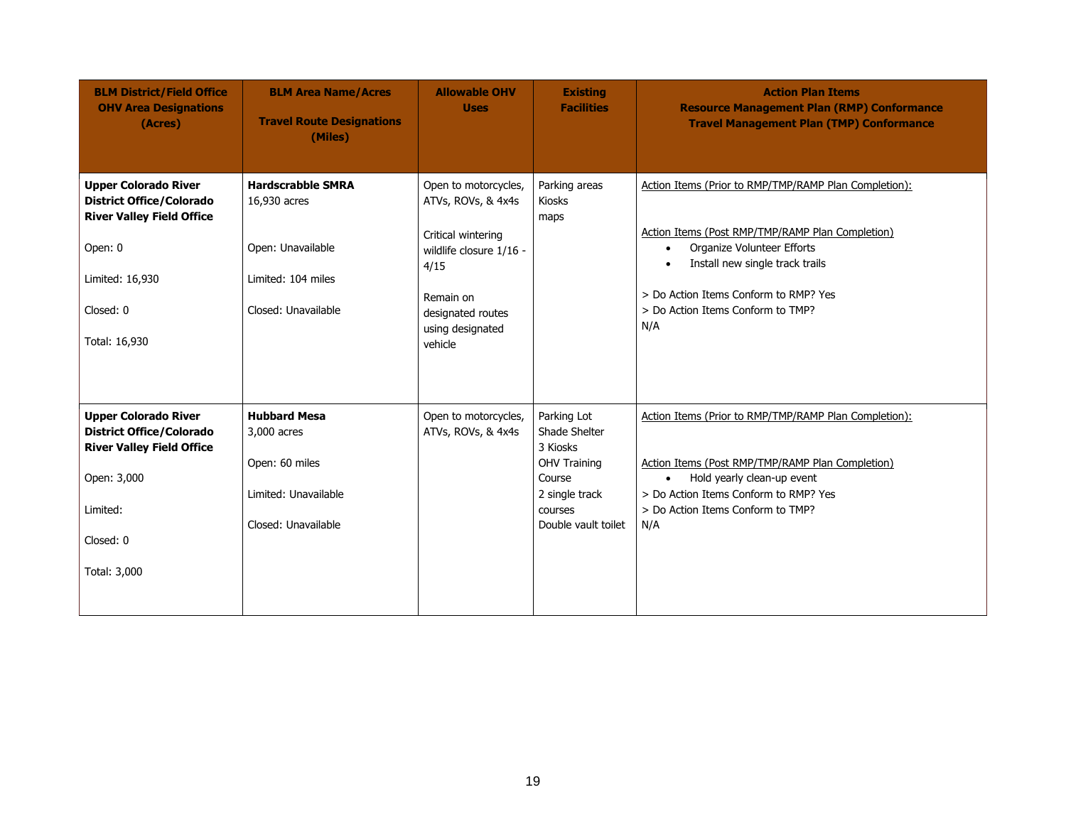| BLM District/Field Office OHV Area Designations (Acres) | BLM Area Name/Acres<br><br>Travel Route Designations (Miles) | Allowable OHV Uses | Existing Facilities | Action Plan Items<br>Resource Management Plan (RMP) Conformance<br>Travel Management Plan (TMP) Conformance |
|---|---|---|---|---|
| **Upper Colorado River District Office/Colorado River Valley Field Office**<br><br>Open: 0<br><br>Limited: 16,930<br><br>Closed: 0<br><br>Total: 16,930 | **Hardscrabble SMRA**<br>16,930 acres<br><br>Open: Unavailable<br><br>Limited: 104 miles<br><br>Closed: Unavailable | Open to motorcycles, ATVs, ROVs, & 4x4s<br><br>Critical wintering wildlife closure 1/16 - 4/15<br><br>Remain on designated routes using designated vehicle | Parking areas<br>Kiosks<br>maps | Action Items (Prior to RMP/TMP/RAMP Plan Completion):<br><br>Action Items (Post RMP/TMP/RAMP Plan Completion)<br>• Organize Volunteer Efforts<br>• Install new single track trails<br><br>> Do Action Items Conform to RMP? Yes<br>> Do Action Items Conform to TMP?<br>N/A |
| **Upper Colorado River District Office/Colorado River Valley Field Office**<br><br>Open: 3,000<br><br>Limited:<br><br>Closed: 0<br><br>Total: 3,000 | **Hubbard Mesa**<br>3,000 acres<br><br>Open: 60 miles<br><br>Limited: Unavailable<br><br>Closed: Unavailable | Open to motorcycles, ATVs, ROVs, & 4x4s | Parking Lot<br>Shade Shelter<br>3 Kiosks<br>OHV Training Course<br>2 single track courses<br>Double vault toilet | Action Items (Prior to RMP/TMP/RAMP Plan Completion):<br><br>Action Items (Post RMP/TMP/RAMP Plan Completion)<br>• Hold yearly clean-up event<br>> Do Action Items Conform to RMP? Yes<br>> Do Action Items Conform to TMP?<br>N/A |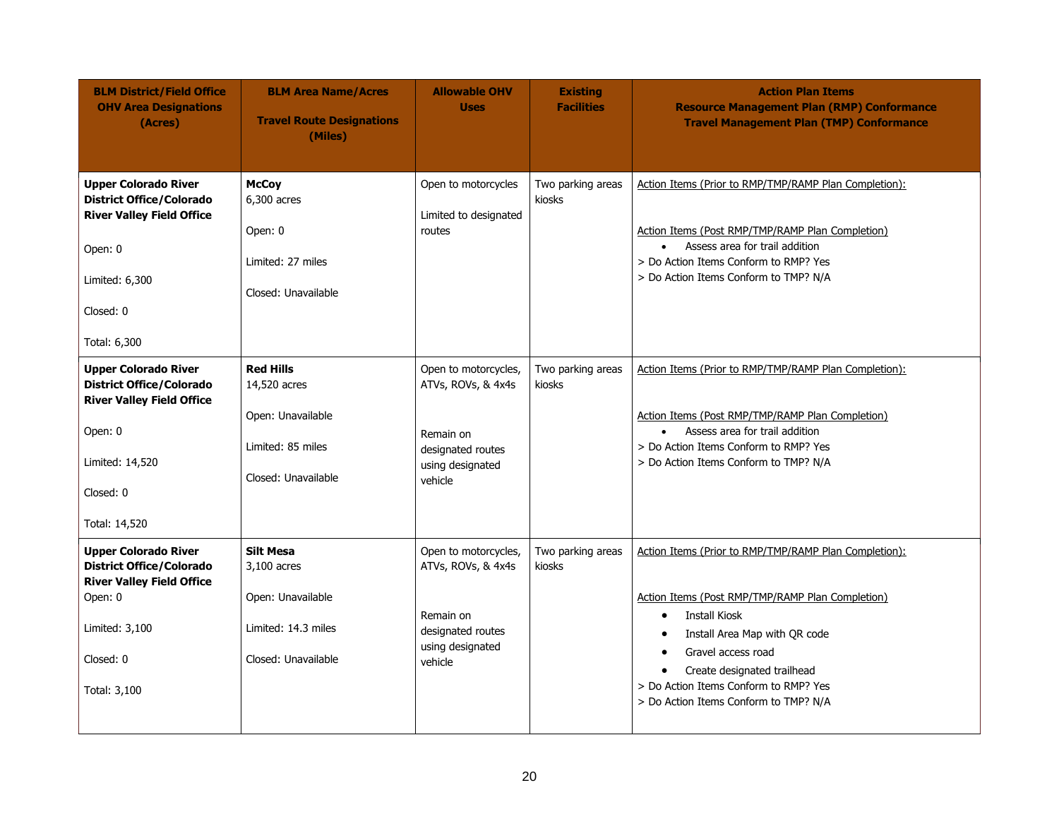| BLM District/Field Office OHV Area Designations (Acres) | BLM Area Name/Acres<br><br>Travel Route Designations (Miles) | Allowable OHV Uses | Existing Facilities | Action Plan Items Resource Management Plan (RMP) Conformance Travel Management Plan (TMP) Conformance |
|---|---|---|---|---|
| **Upper Colorado River District Office/Colorado River Valley Field Office**<br><br>Open: 0<br><br>Limited: 6,300<br><br>Closed: 0<br><br>Total: 6,300 | **McCoy**<br>6,300 acres<br><br>Open: 0<br><br>Limited: 27 miles<br><br>Closed: Unavailable | Open to motorcycles<br><br>Limited to designated routes | Two parking areas kiosks | Action Items (Prior to RMP/TMP/RAMP Plan Completion):<br><br>Action Items (Post RMP/TMP/RAMP Plan Completion)<br>• Assess area for trail addition<br>> Do Action Items Conform to RMP? Yes<br>> Do Action Items Conform to TMP? N/A |
| **Upper Colorado River District Office/Colorado River Valley Field Office**<br><br>Open: 0<br><br>Limited: 14,520<br><br>Closed: 0<br><br>Total: 14,520 | **Red Hills**<br>14,520 acres<br><br>Open: Unavailable<br><br>Limited: 85 miles<br><br>Closed: Unavailable | Open to motorcycles, ATVs, ROVs, & 4x4s<br><br>Remain on designated routes using designated vehicle | Two parking areas kiosks | Action Items (Prior to RMP/TMP/RAMP Plan Completion):<br><br>Action Items (Post RMP/TMP/RAMP Plan Completion)<br>• Assess area for trail addition<br>> Do Action Items Conform to RMP? Yes<br>> Do Action Items Conform to TMP? N/A |
| **Upper Colorado River District Office/Colorado River Valley Field Office**<br>Open: 0<br><br>Limited: 3,100<br><br>Closed: 0<br><br>Total: 3,100 | **Silt Mesa**<br>3,100 acres<br><br>Open: Unavailable<br><br>Limited: 14.3 miles<br><br>Closed: Unavailable | Open to motorcycles, ATVs, ROVs, & 4x4s<br><br>Remain on designated routes using designated vehicle | Two parking areas kiosks | Action Items (Prior to RMP/TMP/RAMP Plan Completion):<br><br>Action Items (Post RMP/TMP/RAMP Plan Completion)<br>• Install Kiosk<br>• Install Area Map with QR code<br>• Gravel access road<br>• Create designated trailhead<br>> Do Action Items Conform to RMP? Yes<br>> Do Action Items Conform to TMP? N/A |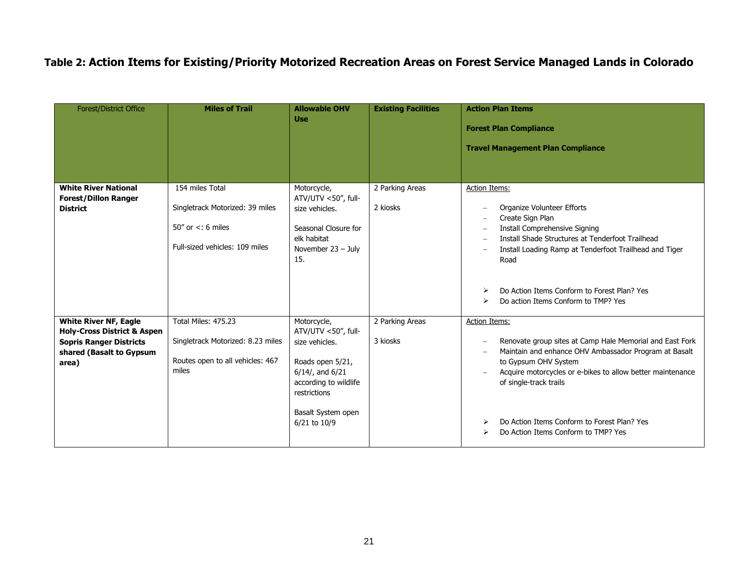### Table 2: Action Items for Existing/Priority Motorized Recreation Areas on Forest Service Managed Lands in Colorado

| Forest/District Office | **Miles of Trail** | **Allowable OHV Use** | **Existing Facilities** | **Action Plan Items**<br><br>**Forest Plan Compliance**<br><br>**Travel Management Plan Compliance** |
|---|---|---|---|---|
| **White River National Forest/Dillon Ranger District** | 154 miles Total<br><br>Singletrack Motorized: 39 miles<br><br>50" or <: 6 miles<br><br>Full-sized vehicles: 109 miles | Motorcycle, ATV/UTV <50", full-size vehicles.<br><br>Seasonal Closure for elk habitat November 23 – July 15. | 2 Parking Areas<br><br>2 kiosks | Action Items:<br><br>– Organize Volunteer Efforts<br>– Create Sign Plan<br>– Install Comprehensive Signing<br>– Install Shade Structures at Tenderfoot Trailhead<br>– Install Loading Ramp at Tenderfoot Trailhead and Tiger Road<br><br>➢ Do Action Items Conform to Forest Plan? Yes<br>➢ Do action Items Conform to TMP? Yes |
| **White River NF, Eagle Holy-Cross District & Aspen Sopris Ranger Districts shared (Basalt to Gypsum area)** | Total Miles: 475.23<br><br>Singletrack Motorized: 8.23 miles<br><br>Routes open to all vehicles: 467 miles | Motorcycle, ATV/UTV <50", full-size vehicles.<br><br>Roads open 5/21, 6/14/, and 6/21 according to wildlife restrictions<br><br>Basalt System open 6/21 to 10/9 | 2 Parking Areas<br><br>3 kiosks | Action Items:<br><br>– Renovate group sites at Camp Hale Memorial and East Fork<br>– Maintain and enhance OHV Ambassador Program at Basalt to Gypsum OHV System<br>– Acquire motorcycles or e-bikes to allow better maintenance of single-track trails<br><br>➢ Do Action Items Conform to Forest Plan? Yes<br>➢ Do Action Items Conform to TMP? Yes |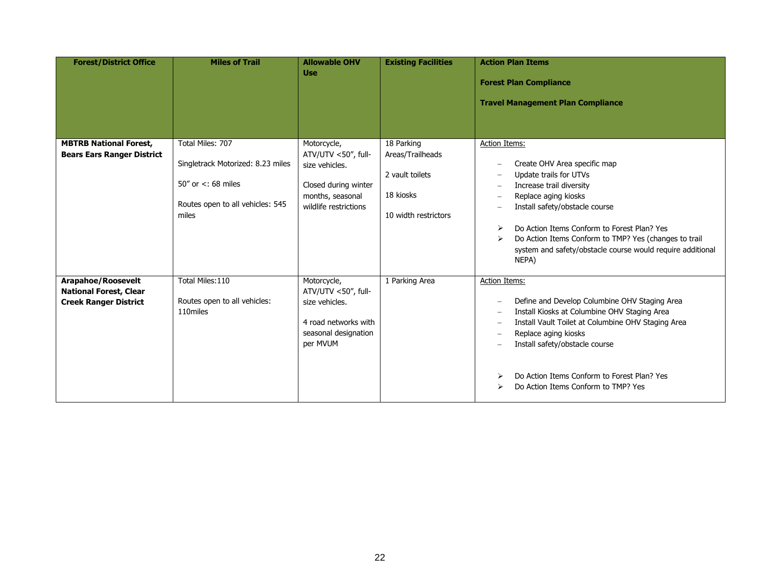| Forest/District Office | Miles of Trail | Allowable OHV Use | Existing Facilities | Action Plan Items<br><br>Forest Plan Compliance<br><br>Travel Management Plan Compliance |
|---|---|---|---|---|
| **MBTRB National Forest, Bears Ears Ranger District** | Total Miles: 707<br><br>Singletrack Motorized: 8.23 miles<br><br>50" or <: 68 miles<br><br>Routes open to all vehicles: 545 miles | Motorcycle, ATV/UTV <50", full-size vehicles.<br><br>Closed during winter months, seasonal wildlife restrictions | 18 Parking Areas/Trailheads<br><br>2 vault toilets<br><br>18 kiosks<br><br>10 width restrictors | Action Items:<br>– Create OHV Area specific map<br>– Update trails for UTVs<br>– Increase trail diversity<br>– Replace aging kiosks<br>– Install safety/obstacle course<br><br>➢ Do Action Items Conform to Forest Plan? Yes<br>➢ Do Action Items Conform to TMP? Yes (changes to trail system and safety/obstacle course would require additional NEPA) |
| **Arapahoe/Roosevelt National Forest, Clear Creek Ranger District** | Total Miles:110<br><br>Routes open to all vehicles: 110miles | Motorcycle, ATV/UTV <50", full-size vehicles.<br><br>4 road networks with seasonal designation per MVUM | 1 Parking Area | Action Items:<br>– Define and Develop Columbine OHV Staging Area<br>– Install Kiosks at Columbine OHV Staging Area<br>– Install Vault Toilet at Columbine OHV Staging Area<br>– Replace aging kiosks<br>– Install safety/obstacle course<br><br>➢ Do Action Items Conform to Forest Plan? Yes<br>➢ Do Action Items Conform to TMP? Yes |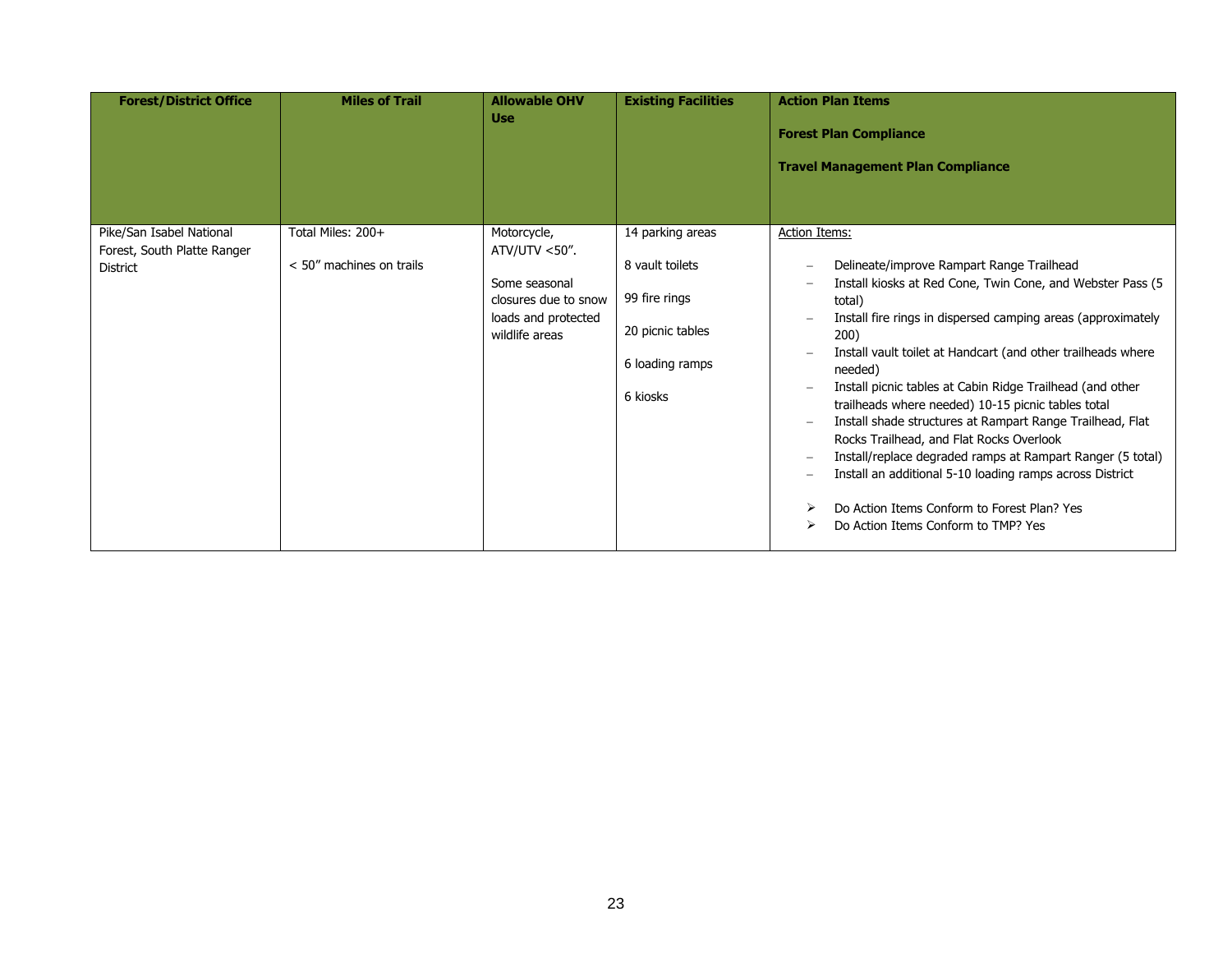| Forest/District Office | Miles of Trail | Allowable OHV Use | Existing Facilities | Action Plan Items<br><br>Forest Plan Compliance<br><br>Travel Management Plan Compliance |
|---|---|---|---|---|
| Pike/San Isabel National Forest, South Platte Ranger District | Total Miles: 200+<br><br>< 50" machines on trails | Motorcycle, ATV/UTV <50".<br><br>Some seasonal closures due to snow loads and protected wildlife areas | 14 parking areas<br><br>8 vault toilets<br><br>99 fire rings<br><br>20 picnic tables<br><br>6 loading ramps<br><br>6 kiosks | Action Items:<br><br>– Delineate/improve Rampart Range Trailhead<br>– Install kiosks at Red Cone, Twin Cone, and Webster Pass (5 total)<br>– Install fire rings in dispersed camping areas (approximately 200)<br>– Install vault toilet at Handcart (and other trailheads where needed)<br>– Install picnic tables at Cabin Ridge Trailhead (and other trailheads where needed) 10-15 picnic tables total<br>– Install shade structures at Rampart Range Trailhead, Flat Rocks Trailhead, and Flat Rocks Overlook<br>– Install/replace degraded ramps at Rampart Ranger (5 total)<br>– Install an additional 5-10 loading ramps across District<br><br>➢ Do Action Items Conform to Forest Plan? Yes<br>➢ Do Action Items Conform to TMP? Yes |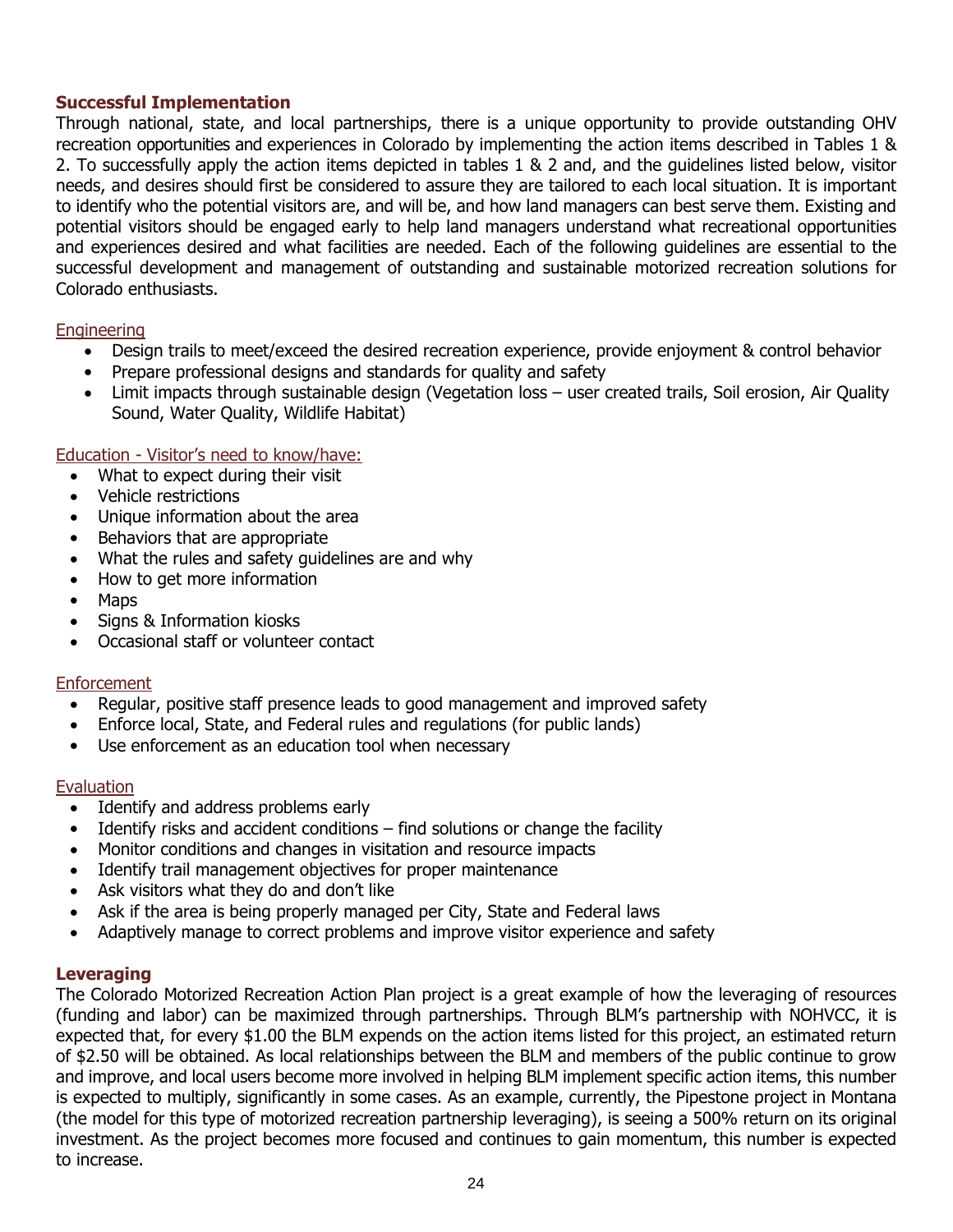## Successful Implementation

Through national, state, and local partnerships, there is a unique opportunity to provide outstanding OHV recreation opportunities and experiences in Colorado by implementing the action items described in Tables 1 & 2. To successfully apply the action items depicted in tables 1 & 2 and, and the guidelines listed below, visitor needs, and desires should first be considered to assure they are tailored to each local situation. It is important to identify who the potential visitors are, and will be, and how land managers can best serve them. Existing and potential visitors should be engaged early to help land managers understand what recreational opportunities and experiences desired and what facilities are needed. Each of the following guidelines are essential to the successful development and management of outstanding and sustainable motorized recreation solutions for Colorado enthusiasts.

### Engineering

- Design trails to meet/exceed the desired recreation experience, provide enjoyment & control behavior
- Prepare professional designs and standards for quality and safety
- Limit impacts through sustainable design (Vegetation loss – user created trails, Soil erosion, Air Quality Sound, Water Quality, Wildlife Habitat)

### Education - Visitor's need to know/have:

- What to expect during their visit
- Vehicle restrictions
- Unique information about the area
- Behaviors that are appropriate
- What the rules and safety guidelines are and why
- How to get more information
- Maps
- Signs & Information kiosks
- Occasional staff or volunteer contact

### Enforcement

- Regular, positive staff presence leads to good management and improved safety
- Enforce local, State, and Federal rules and regulations (for public lands)
- Use enforcement as an education tool when necessary

### Evaluation

- Identify and address problems early
- Identify risks and accident conditions – find solutions or change the facility
- Monitor conditions and changes in visitation and resource impacts
- Identify trail management objectives for proper maintenance
- Ask visitors what they do and don't like
- Ask if the area is being properly managed per City, State and Federal laws
- Adaptively manage to correct problems and improve visitor experience and safety

## Leveraging

The Colorado Motorized Recreation Action Plan project is a great example of how the leveraging of resources (funding and labor) can be maximized through partnerships. Through BLM's partnership with NOHVCC, it is expected that, for every $1.00 the BLM expends on the action items listed for this project, an estimated return of $2.50 will be obtained. As local relationships between the BLM and members of the public continue to grow and improve, and local users become more involved in helping BLM implement specific action items, this number is expected to multiply, significantly in some cases. As an example, currently, the Pipestone project in Montana (the model for this type of motorized recreation partnership leveraging), is seeing a 500% return on its original investment. As the project becomes more focused and continues to gain momentum, this number is expected to increase.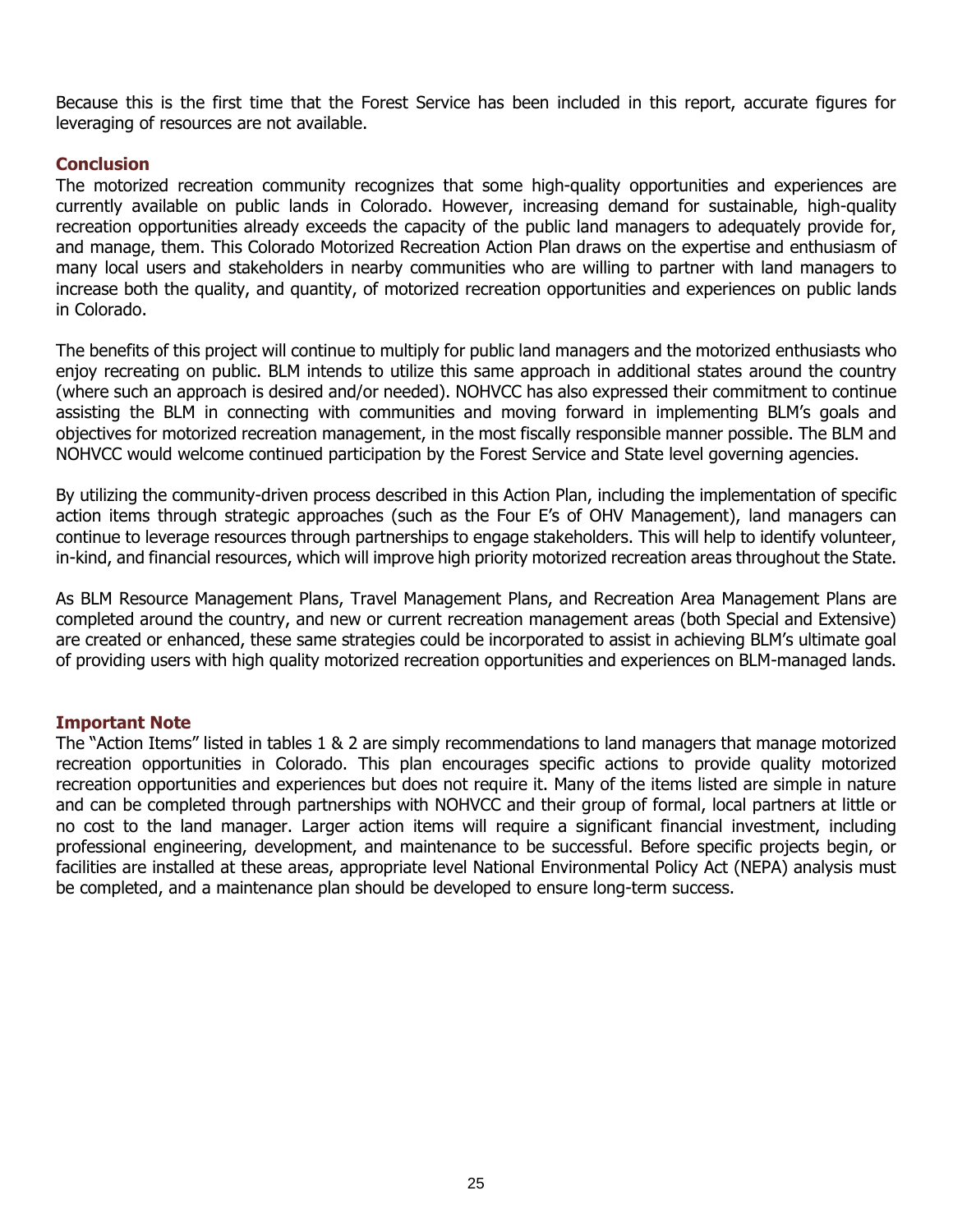Because this is the first time that the Forest Service has been included in this report, accurate figures for leveraging of resources are not available.

## Conclusion

The motorized recreation community recognizes that some high-quality opportunities and experiences are currently available on public lands in Colorado. However, increasing demand for sustainable, high-quality recreation opportunities already exceeds the capacity of the public land managers to adequately provide for, and manage, them. This Colorado Motorized Recreation Action Plan draws on the expertise and enthusiasm of many local users and stakeholders in nearby communities who are willing to partner with land managers to increase both the quality, and quantity, of motorized recreation opportunities and experiences on public lands in Colorado.

The benefits of this project will continue to multiply for public land managers and the motorized enthusiasts who enjoy recreating on public. BLM intends to utilize this same approach in additional states around the country (where such an approach is desired and/or needed). NOHVCC has also expressed their commitment to continue assisting the BLM in connecting with communities and moving forward in implementing BLM's goals and objectives for motorized recreation management, in the most fiscally responsible manner possible. The BLM and NOHVCC would welcome continued participation by the Forest Service and State level governing agencies.

By utilizing the community-driven process described in this Action Plan, including the implementation of specific action items through strategic approaches (such as the Four E's of OHV Management), land managers can continue to leverage resources through partnerships to engage stakeholders. This will help to identify volunteer, in-kind, and financial resources, which will improve high priority motorized recreation areas throughout the State.

As BLM Resource Management Plans, Travel Management Plans, and Recreation Area Management Plans are completed around the country, and new or current recreation management areas (both Special and Extensive) are created or enhanced, these same strategies could be incorporated to assist in achieving BLM's ultimate goal of providing users with high quality motorized recreation opportunities and experiences on BLM-managed lands.

## Important Note

The "Action Items" listed in tables 1 & 2 are simply recommendations to land managers that manage motorized recreation opportunities in Colorado. This plan encourages specific actions to provide quality motorized recreation opportunities and experiences but does not require it. Many of the items listed are simple in nature and can be completed through partnerships with NOHVCC and their group of formal, local partners at little or no cost to the land manager. Larger action items will require a significant financial investment, including professional engineering, development, and maintenance to be successful. Before specific projects begin, or facilities are installed at these areas, appropriate level National Environmental Policy Act (NEPA) analysis must be completed, and a maintenance plan should be developed to ensure long-term success.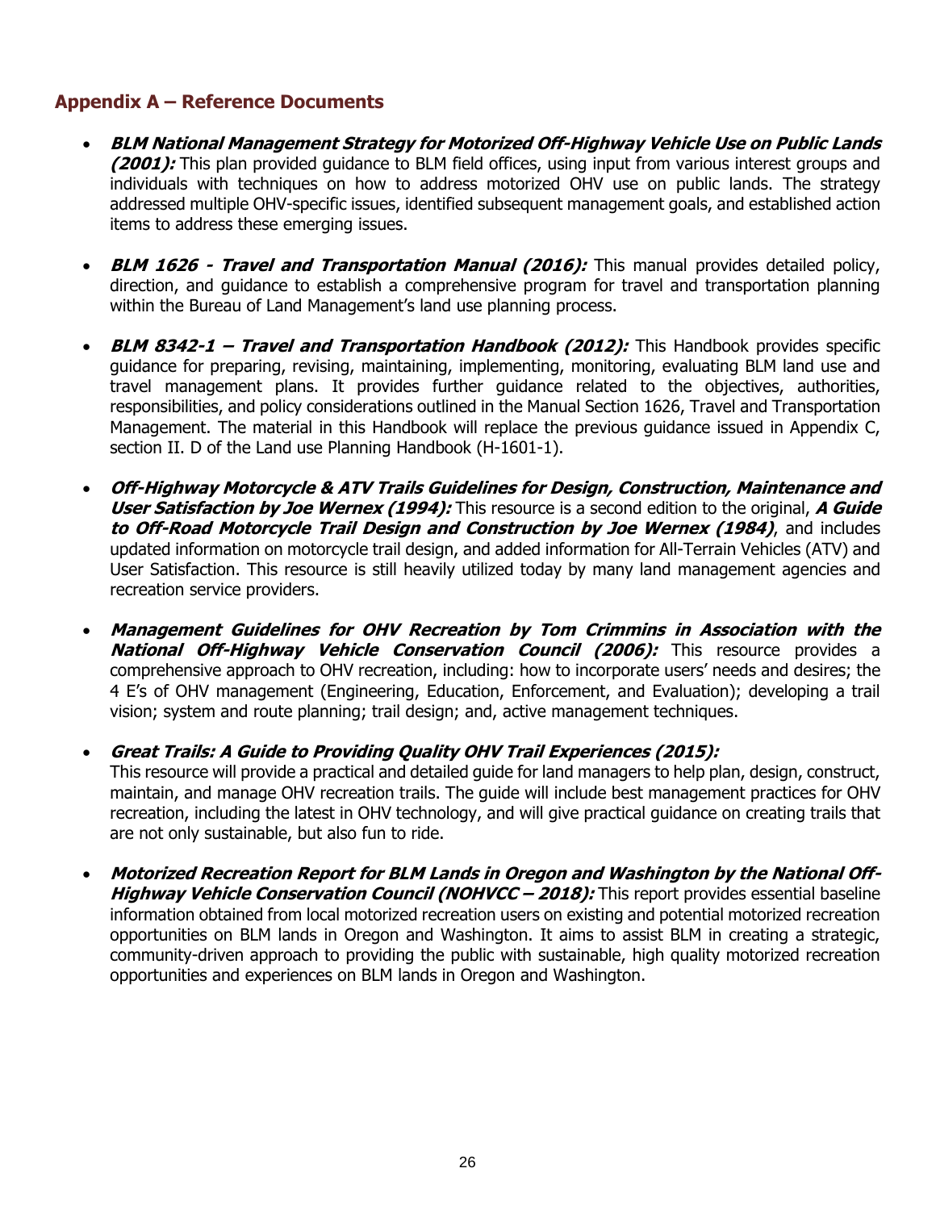## Appendix A – Reference Documents

- ***BLM National Management Strategy for Motorized Off-Highway Vehicle Use on Public Lands (2001):*** This plan provided guidance to BLM field offices, using input from various interest groups and individuals with techniques on how to address motorized OHV use on public lands. The strategy addressed multiple OHV-specific issues, identified subsequent management goals, and established action items to address these emerging issues.

- ***BLM 1626 - Travel and Transportation Manual (2016):*** This manual provides detailed policy, direction, and guidance to establish a comprehensive program for travel and transportation planning within the Bureau of Land Management's land use planning process.

- ***BLM 8342-1 – Travel and Transportation Handbook (2012):*** This Handbook provides specific guidance for preparing, revising, maintaining, implementing, monitoring, evaluating BLM land use and travel management plans. It provides further guidance related to the objectives, authorities, responsibilities, and policy considerations outlined in the Manual Section 1626, Travel and Transportation Management. The material in this Handbook will replace the previous guidance issued in Appendix C, section II. D of the Land use Planning Handbook (H-1601-1).

- ***Off-Highway Motorcycle & ATV Trails Guidelines for Design, Construction, Maintenance and User Satisfaction by Joe Wernex (1994):*** This resource is a second edition to the original, ***A Guide to Off-Road Motorcycle Trail Design and Construction by Joe Wernex (1984)***, and includes updated information on motorcycle trail design, and added information for All-Terrain Vehicles (ATV) and User Satisfaction. This resource is still heavily utilized today by many land management agencies and recreation service providers.

- ***Management Guidelines for OHV Recreation by Tom Crimmins in Association with the National Off-Highway Vehicle Conservation Council (2006):*** This resource provides a comprehensive approach to OHV recreation, including: how to incorporate users' needs and desires; the 4 E's of OHV management (Engineering, Education, Enforcement, and Evaluation); developing a trail vision; system and route planning; trail design; and, active management techniques.

- ***Great Trails: A Guide to Providing Quality OHV Trail Experiences (2015):***
  This resource will provide a practical and detailed guide for land managers to help plan, design, construct, maintain, and manage OHV recreation trails. The guide will include best management practices for OHV recreation, including the latest in OHV technology, and will give practical guidance on creating trails that are not only sustainable, but also fun to ride.

- ***Motorized Recreation Report for BLM Lands in Oregon and Washington by the National Off-Highway Vehicle Conservation Council (NOHVCC – 2018):*** This report provides essential baseline information obtained from local motorized recreation users on existing and potential motorized recreation opportunities on BLM lands in Oregon and Washington. It aims to assist BLM in creating a strategic, community-driven approach to providing the public with sustainable, high quality motorized recreation opportunities and experiences on BLM lands in Oregon and Washington.